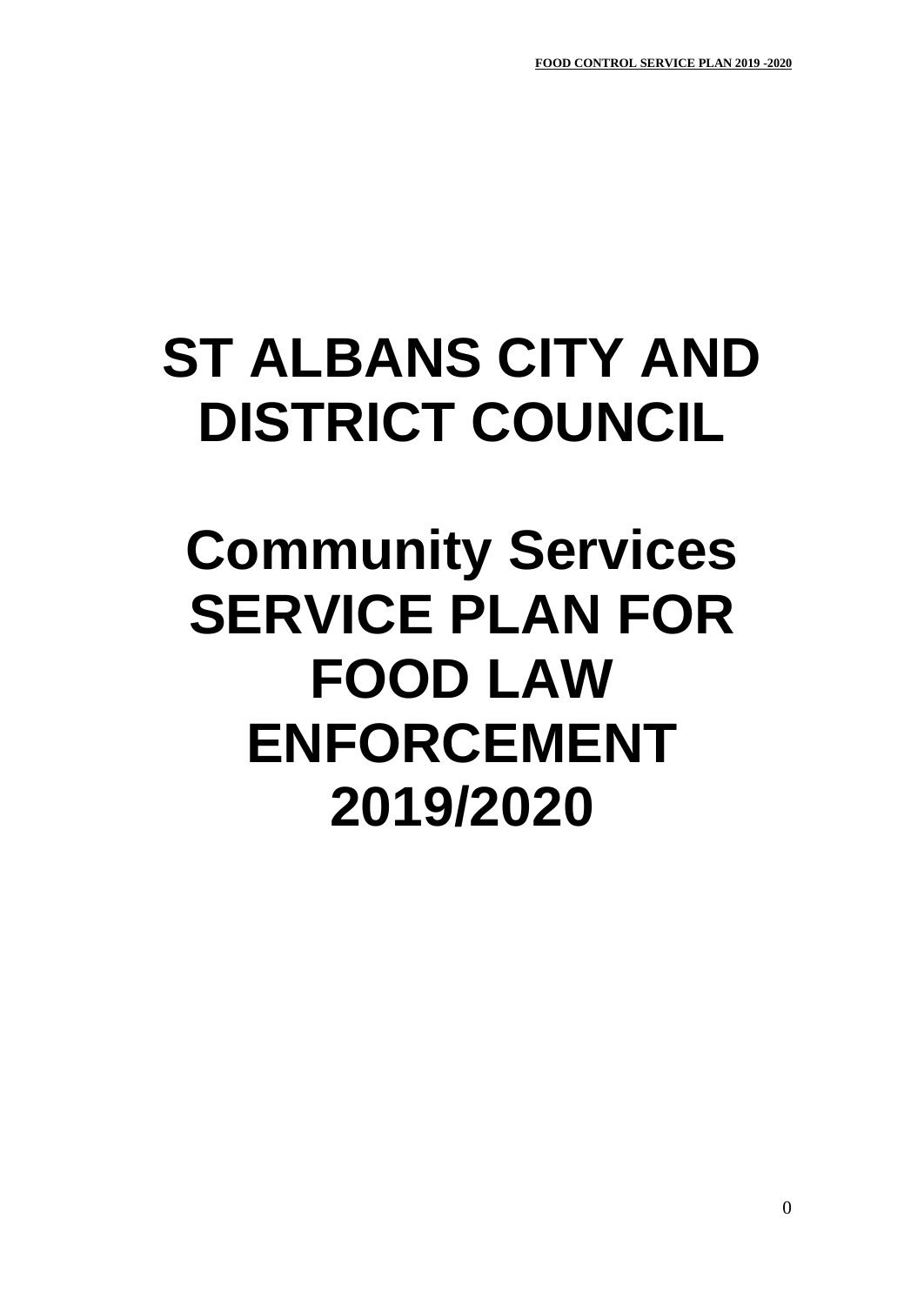# ST ALBANS CITY AND DISTRICT COUNCIL

# Community Services SERVICE PLAN FOR FOOD LAW ENFORCEMENT 2019/2020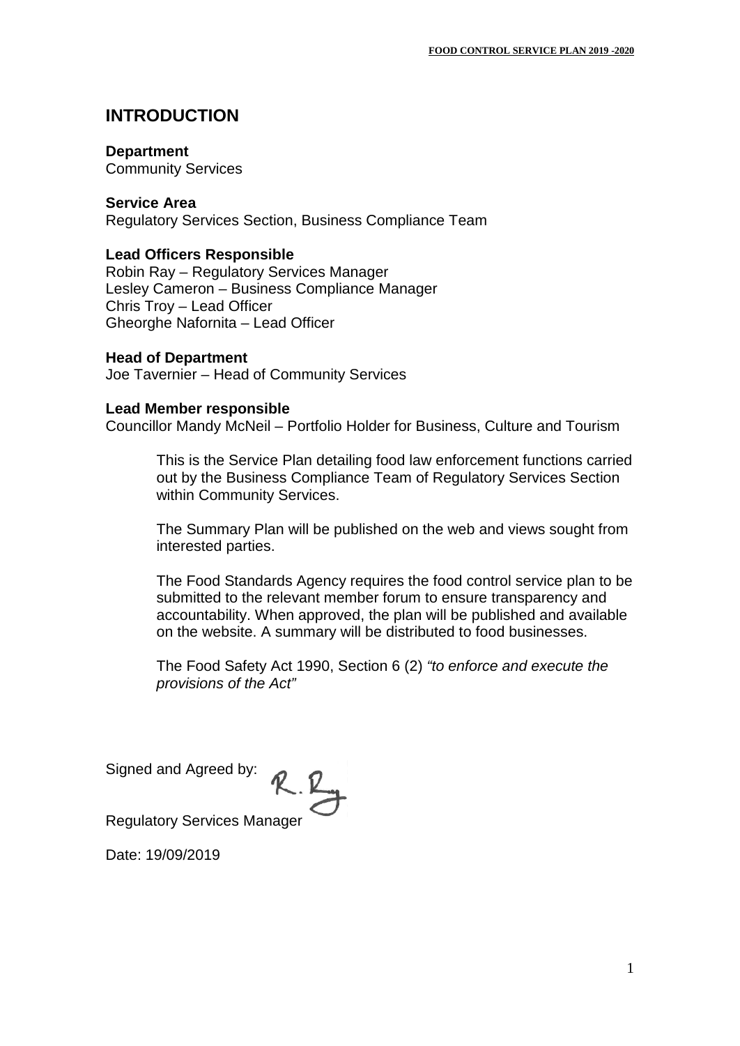# INTRODUCTION

**Department**
Community Services

**Service Area**
Regulatory Services Section, Business Compliance Team

**Lead Officers Responsible**
Robin Ray – Regulatory Services Manager
Lesley Cameron – Business Compliance Manager
Chris Troy – Lead Officer
Gheorghe Nafornita – Lead Officer

**Head of Department**
Joe Tavernier – Head of Community Services

**Lead Member responsible**
Councillor Mandy McNeil – Portfolio Holder for Business, Culture and Tourism

This is the Service Plan detailing food law enforcement functions carried out by the Business Compliance Team of Regulatory Services Section within Community Services.

The Summary Plan will be published on the web and views sought from interested parties.

The Food Standards Agency requires the food control service plan to be submitted to the relevant member forum to ensure transparency and accountability. When approved, the plan will be published and available on the website. A summary will be distributed to food businesses.

The Food Safety Act 1990, Section 6 (2) *"to enforce and execute the provisions of the Act"*

Signed and Agreed by: R. Ray

Regulatory Services Manager

Date: 19/09/2019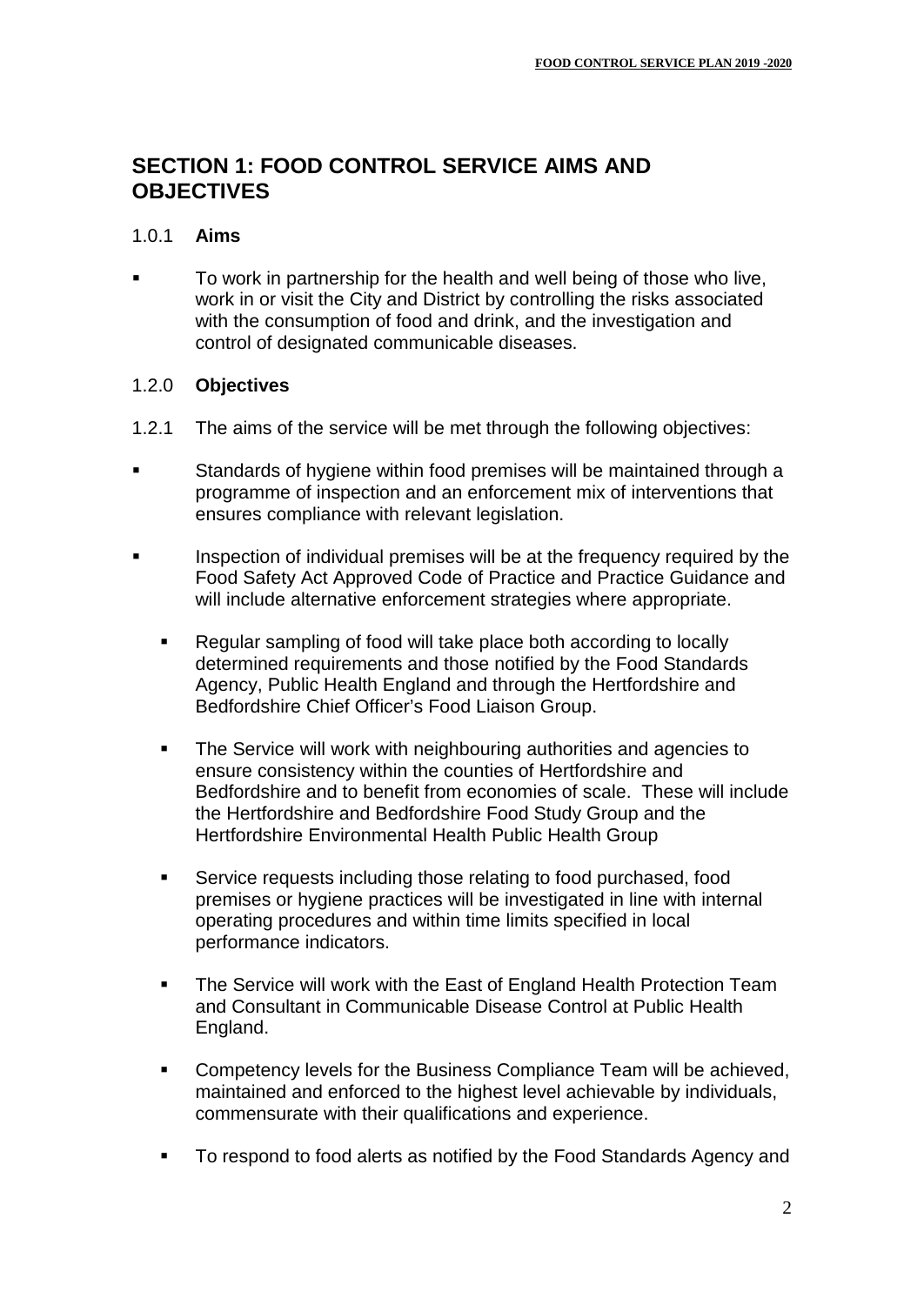## SECTION 1: FOOD CONTROL SERVICE AIMS AND OBJECTIVES

1.0.1 **Aims**

- To work in partnership for the health and well being of those who live, work in or visit the City and District by controlling the risks associated with the consumption of food and drink, and the investigation and control of designated communicable diseases.

1.2.0 **Objectives**

1.2.1 The aims of the service will be met through the following objectives:

- Standards of hygiene within food premises will be maintained through a programme of inspection and an enforcement mix of interventions that ensures compliance with relevant legislation.

- Inspection of individual premises will be at the frequency required by the Food Safety Act Approved Code of Practice and Practice Guidance and will include alternative enforcement strategies where appropriate.

  - Regular sampling of food will take place both according to locally determined requirements and those notified by the Food Standards Agency, Public Health England and through the Hertfordshire and Bedfordshire Chief Officer's Food Liaison Group.

  - The Service will work with neighbouring authorities and agencies to ensure consistency within the counties of Hertfordshire and Bedfordshire and to benefit from economies of scale. These will include the Hertfordshire and Bedfordshire Food Study Group and the Hertfordshire Environmental Health Public Health Group

  - Service requests including those relating to food purchased, food premises or hygiene practices will be investigated in line with internal operating procedures and within time limits specified in local performance indicators.

  - The Service will work with the East of England Health Protection Team and Consultant in Communicable Disease Control at Public Health England.

  - Competency levels for the Business Compliance Team will be achieved, maintained and enforced to the highest level achievable by individuals, commensurate with their qualifications and experience.

  - To respond to food alerts as notified by the Food Standards Agency and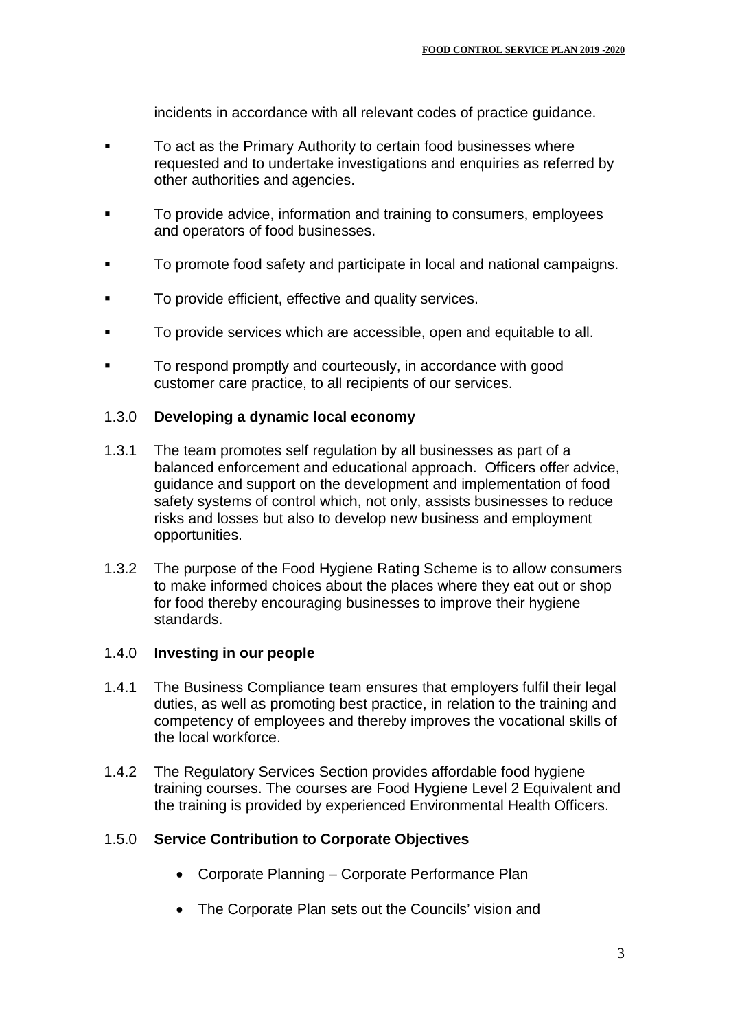incidents in accordance with all relevant codes of practice guidance.

- To act as the Primary Authority to certain food businesses where requested and to undertake investigations and enquiries as referred by other authorities and agencies.
- To provide advice, information and training to consumers, employees and operators of food businesses.
- To promote food safety and participate in local and national campaigns.
- To provide efficient, effective and quality services.
- To provide services which are accessible, open and equitable to all.
- To respond promptly and courteously, in accordance with good customer care practice, to all recipients of our services.

### 1.3.0 Developing a dynamic local economy

1.3.1 The team promotes self regulation by all businesses as part of a balanced enforcement and educational approach. Officers offer advice, guidance and support on the development and implementation of food safety systems of control which, not only, assists businesses to reduce risks and losses but also to develop new business and employment opportunities.

1.3.2 The purpose of the Food Hygiene Rating Scheme is to allow consumers to make informed choices about the places where they eat out or shop for food thereby encouraging businesses to improve their hygiene standards.

### 1.4.0 Investing in our people

1.4.1 The Business Compliance team ensures that employers fulfil their legal duties, as well as promoting best practice, in relation to the training and competency of employees and thereby improves the vocational skills of the local workforce.

1.4.2 The Regulatory Services Section provides affordable food hygiene training courses. The courses are Food Hygiene Level 2 Equivalent and the training is provided by experienced Environmental Health Officers.

### 1.5.0 Service Contribution to Corporate Objectives

- Corporate Planning – Corporate Performance Plan
- The Corporate Plan sets out the Councils' vision and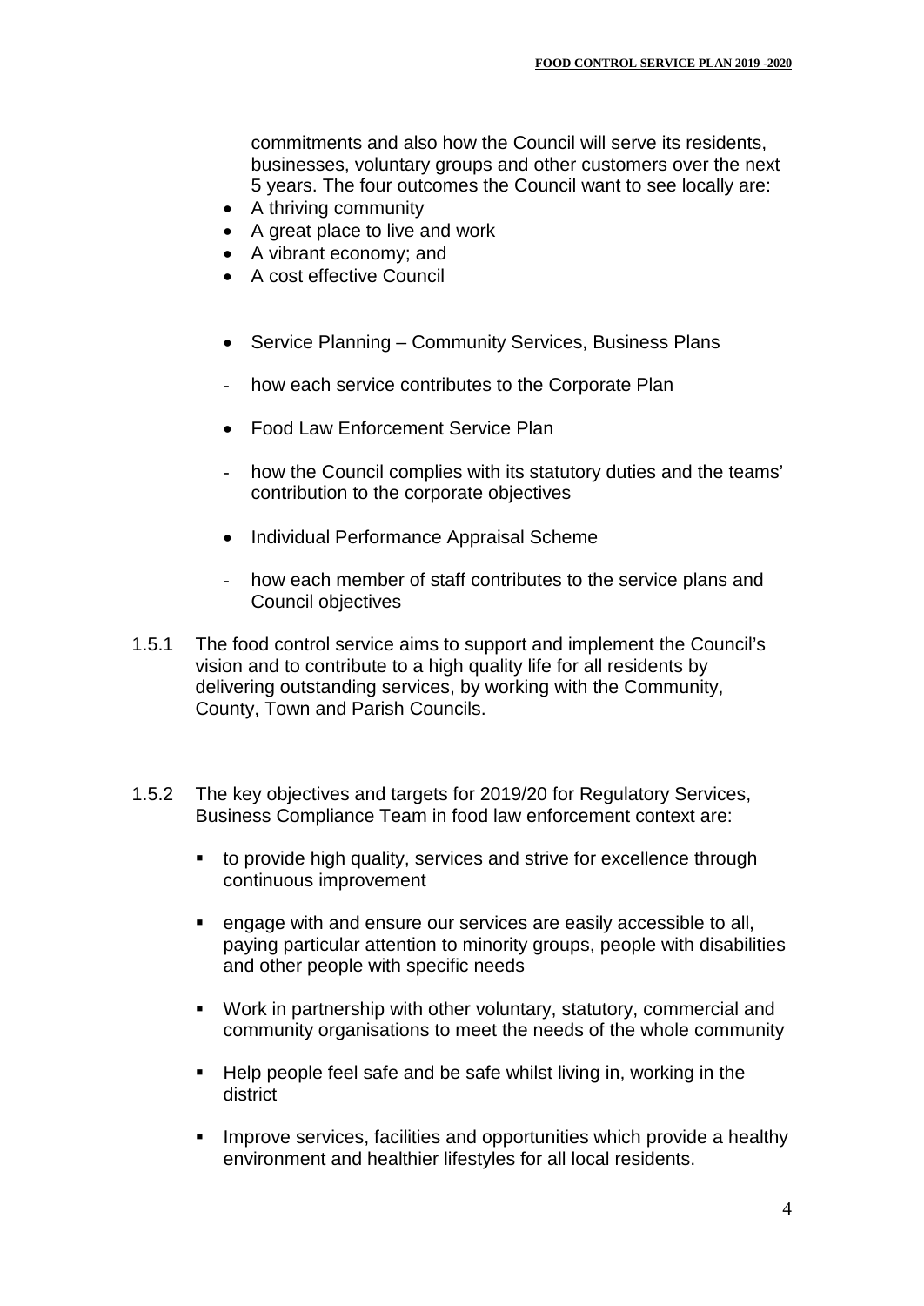commitments and also how the Council will serve its residents, businesses, voluntary groups and other customers over the next 5 years. The four outcomes the Council want to see locally are:

- A thriving community
- A great place to live and work
- A vibrant economy; and
- A cost effective Council

- Service Planning – Community Services, Business Plans

  - how each service contributes to the Corporate Plan

- Food Law Enforcement Service Plan

  - how the Council complies with its statutory duties and the teams' contribution to the corporate objectives

- Individual Performance Appraisal Scheme

  - how each member of staff contributes to the service plans and Council objectives

1.5.1 The food control service aims to support and implement the Council's vision and to contribute to a high quality life for all residents by delivering outstanding services, by working with the Community, County, Town and Parish Councils.

1.5.2 The key objectives and targets for 2019/20 for Regulatory Services, Business Compliance Team in food law enforcement context are:

- to provide high quality, services and strive for excellence through continuous improvement
- engage with and ensure our services are easily accessible to all, paying particular attention to minority groups, people with disabilities and other people with specific needs
- Work in partnership with other voluntary, statutory, commercial and community organisations to meet the needs of the whole community
- Help people feel safe and be safe whilst living in, working in the district
- Improve services, facilities and opportunities which provide a healthy environment and healthier lifestyles for all local residents.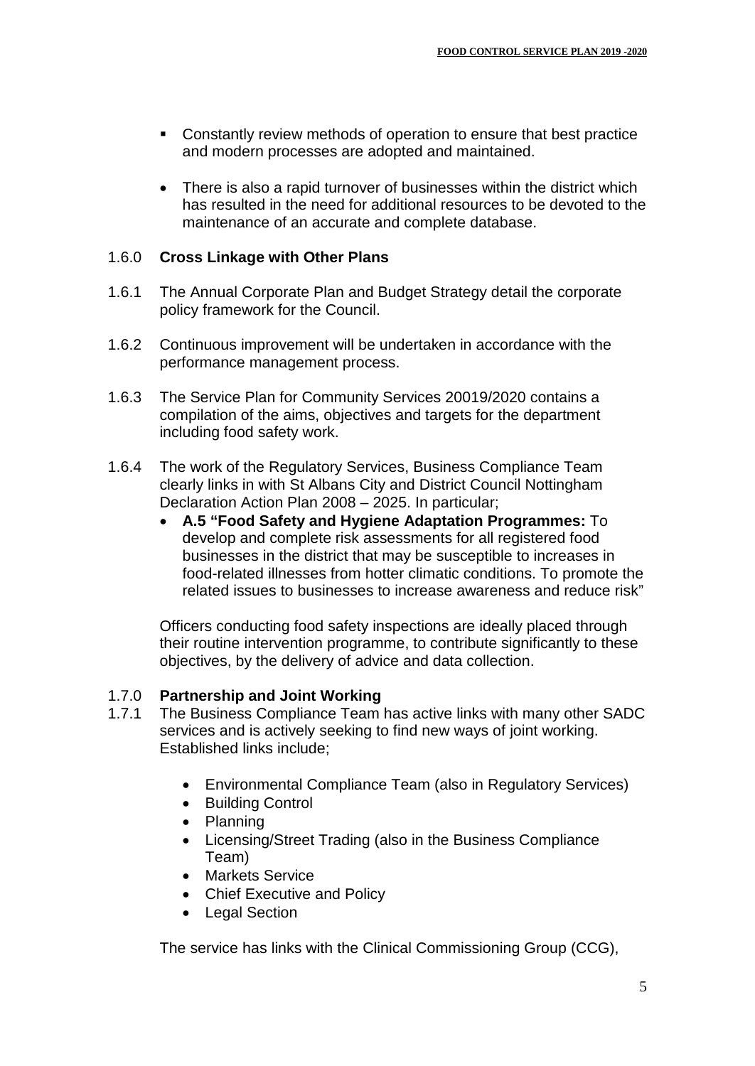- Constantly review methods of operation to ensure that best practice and modern processes are adopted and maintained.

- There is also a rapid turnover of businesses within the district which has resulted in the need for additional resources to be devoted to the maintenance of an accurate and complete database.

### 1.6.0 Cross Linkage with Other Plans

1.6.1 The Annual Corporate Plan and Budget Strategy detail the corporate policy framework for the Council.

1.6.2 Continuous improvement will be undertaken in accordance with the performance management process.

1.6.3 The Service Plan for Community Services 20019/2020 contains a compilation of the aims, objectives and targets for the department including food safety work.

1.6.4 The work of the Regulatory Services, Business Compliance Team clearly links in with St Albans City and District Council Nottingham Declaration Action Plan 2008 – 2025. In particular;

- **A.5 "Food Safety and Hygiene Adaptation Programmes:** To develop and complete risk assessments for all registered food businesses in the district that may be susceptible to increases in food-related illnesses from hotter climatic conditions. To promote the related issues to businesses to increase awareness and reduce risk"

Officers conducting food safety inspections are ideally placed through their routine intervention programme, to contribute significantly to these objectives, by the delivery of advice and data collection.

### 1.7.0 Partnership and Joint Working

1.7.1 The Business Compliance Team has active links with many other SADC services and is actively seeking to find new ways of joint working. Established links include;

- Environmental Compliance Team (also in Regulatory Services)
- Building Control
- Planning
- Licensing/Street Trading (also in the Business Compliance Team)
- Markets Service
- Chief Executive and Policy
- Legal Section

The service has links with the Clinical Commissioning Group (CCG),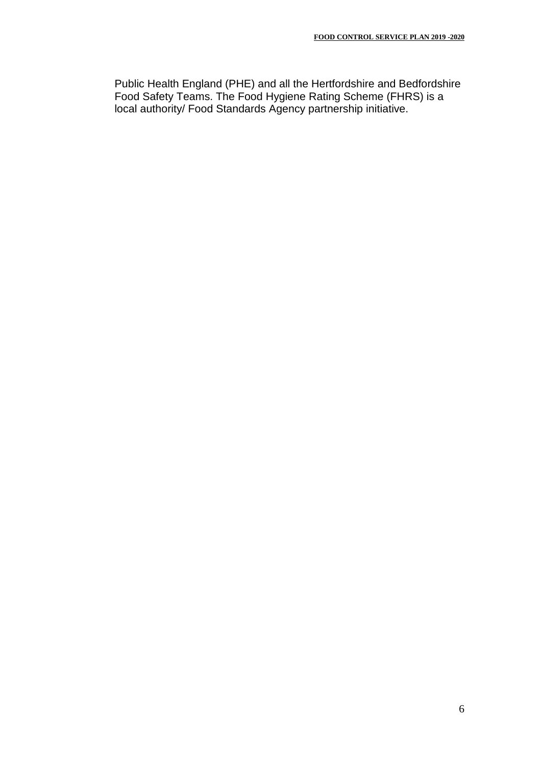Public Health England (PHE) and all the Hertfordshire and Bedfordshire Food Safety Teams. The Food Hygiene Rating Scheme (FHRS) is a local authority/ Food Standards Agency partnership initiative.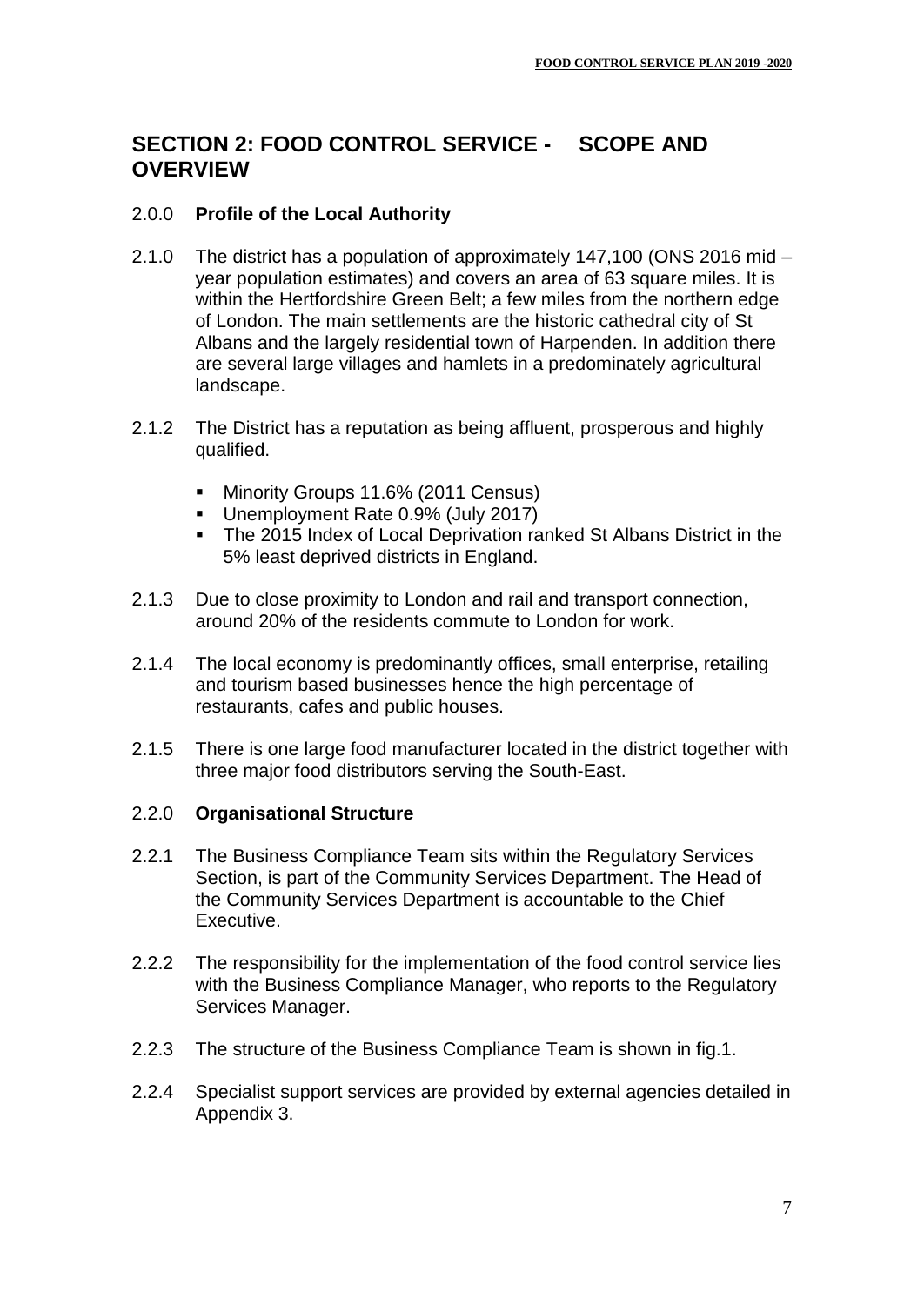## SECTION 2: FOOD CONTROL SERVICE - SCOPE AND OVERVIEW

2.0.0 **Profile of the Local Authority**

2.1.0 The district has a population of approximately 147,100 (ONS 2016 mid – year population estimates) and covers an area of 63 square miles. It is within the Hertfordshire Green Belt; a few miles from the northern edge of London. The main settlements are the historic cathedral city of St Albans and the largely residential town of Harpenden. In addition there are several large villages and hamlets in a predominately agricultural landscape.

2.1.2 The District has a reputation as being affluent, prosperous and highly qualified.

- Minority Groups 11.6% (2011 Census)
- Unemployment Rate 0.9% (July 2017)
- The 2015 Index of Local Deprivation ranked St Albans District in the 5% least deprived districts in England.

2.1.3 Due to close proximity to London and rail and transport connection, around 20% of the residents commute to London for work.

2.1.4 The local economy is predominantly offices, small enterprise, retailing and tourism based businesses hence the high percentage of restaurants, cafes and public houses.

2.1.5 There is one large food manufacturer located in the district together with three major food distributors serving the South-East.

2.2.0 **Organisational Structure**

2.2.1 The Business Compliance Team sits within the Regulatory Services Section, is part of the Community Services Department. The Head of the Community Services Department is accountable to the Chief Executive.

2.2.2 The responsibility for the implementation of the food control service lies with the Business Compliance Manager, who reports to the Regulatory Services Manager.

2.2.3 The structure of the Business Compliance Team is shown in fig.1.

2.2.4 Specialist support services are provided by external agencies detailed in Appendix 3.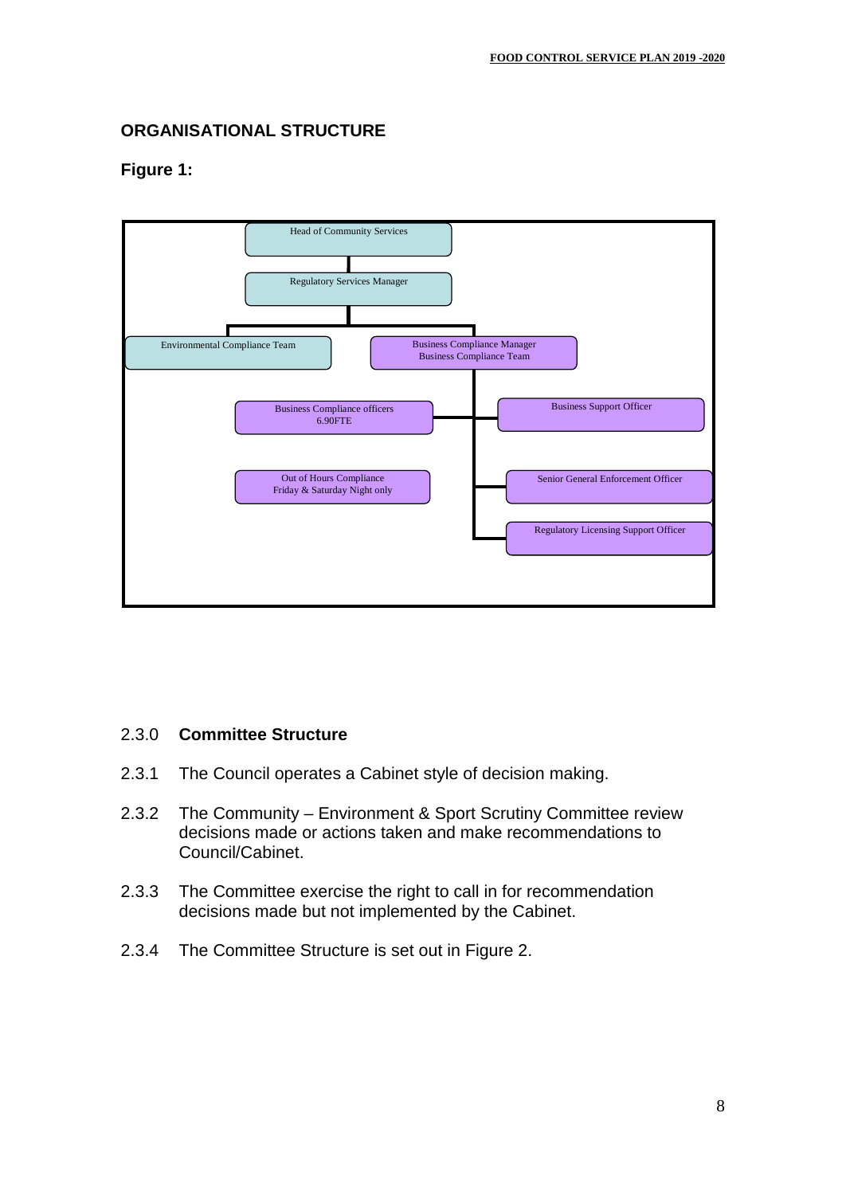## ORGANISATIONAL STRUCTURE

**Figure 1:**

- Head of Community Services
  - Regulatory Services Manager
    - Environmental Compliance Team
    - Business Compliance Manager / Business Compliance Team
      - Business Compliance officers 6.90FTE
      - Out of Hours Compliance Friday & Saturday Night only
      - Business Support Officer
      - Senior General Enforcement Officer
      - Regulatory Licensing Support Officer

2.3.0 **Committee Structure**

2.3.1 The Council operates a Cabinet style of decision making.

2.3.2 The Community – Environment & Sport Scrutiny Committee review decisions made or actions taken and make recommendations to Council/Cabinet.

2.3.3 The Committee exercise the right to call in for recommendation decisions made but not implemented by the Cabinet.

2.3.4 The Committee Structure is set out in Figure 2.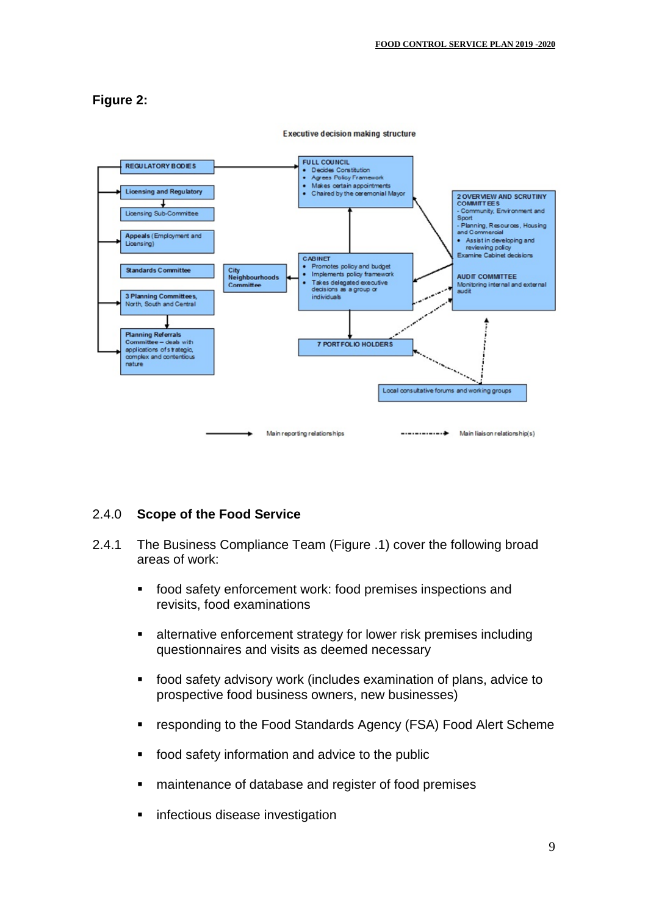**Figure 2:**

Executive decision making structure

REGULATORY BODIES

Licensing and Regulatory

Licensing Sub-Committee

Appeals (Employment and Licensing)

Standards Committee

3 Planning Committees, North, South and Central

Planning Referrals Committee – deals with applications of strategic, complex and contentious nature

City Neighbourhoods Committee

FULL COUNCIL
- Decides Constitution
- Agrees Policy Framework
- Makes certain appointments
- Chaired by the ceremonial Mayor

CABINET
- Promotes policy and budget
- Implements policy framework
- Takes delegated executive decisions as a group or individuals

7 PORTFOLIO HOLDERS

2 OVERVIEW AND SCRUTINY COMMITTEES
- Community, Environment and Sport
- Planning, Resources, Housing and Commercial
- Assist in developing and reviewing policy

Examine Cabinet decisions

AUDIT COMMITTEE
Monitoring internal and external audit

Local consultative forums and working groups

Main reporting relationships — Main liaison relationship(s)

2.4.0 **Scope of the Food Service**

2.4.1 The Business Compliance Team (Figure .1) cover the following broad areas of work:

- food safety enforcement work: food premises inspections and revisits, food examinations
- alternative enforcement strategy for lower risk premises including questionnaires and visits as deemed necessary
- food safety advisory work (includes examination of plans, advice to prospective food business owners, new businesses)
- responding to the Food Standards Agency (FSA) Food Alert Scheme
- food safety information and advice to the public
- maintenance of database and register of food premises
- infectious disease investigation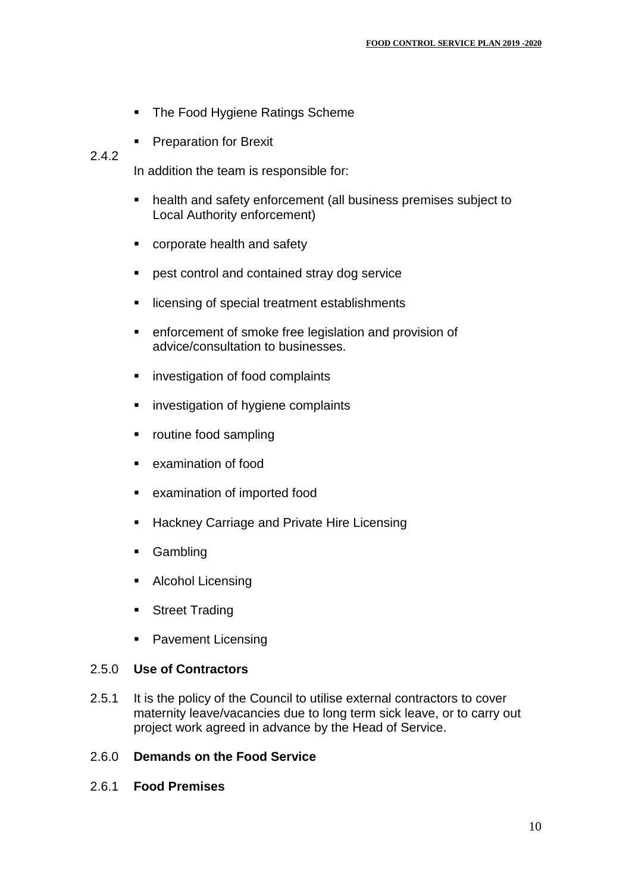- The Food Hygiene Ratings Scheme
- Preparation for Brexit

2.4.2 In addition the team is responsible for:

- health and safety enforcement (all business premises subject to Local Authority enforcement)
- corporate health and safety
- pest control and contained stray dog service
- licensing of special treatment establishments
- enforcement of smoke free legislation and provision of advice/consultation to businesses.
- investigation of food complaints
- investigation of hygiene complaints
- routine food sampling
- examination of food
- examination of imported food
- Hackney Carriage and Private Hire Licensing
- Gambling
- Alcohol Licensing
- Street Trading
- Pavement Licensing

## 2.5.0 Use of Contractors

2.5.1 It is the policy of the Council to utilise external contractors to cover maternity leave/vacancies due to long term sick leave, or to carry out project work agreed in advance by the Head of Service.

## 2.6.0 Demands on the Food Service

### 2.6.1 Food Premises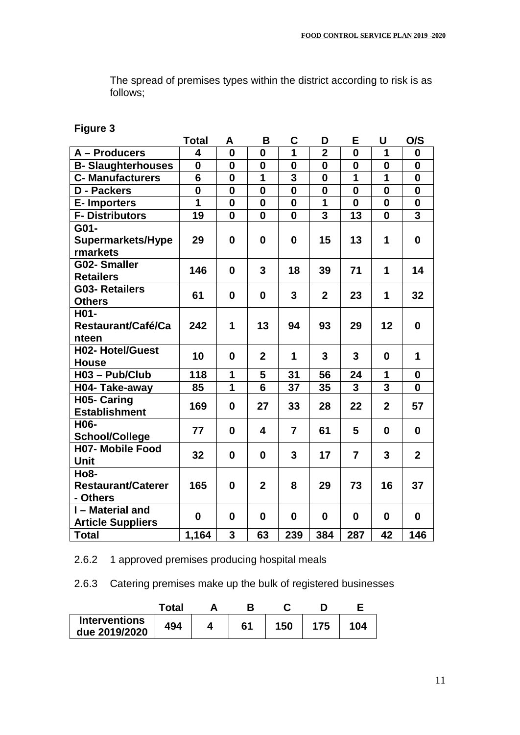The spread of premises types within the district according to risk is as follows;

**Figure 3**

| | Total | A | B | C | D | E | U | O/S |
|---|---|---|---|---|---|---|---|---|
| A – Producers | 4 | 0 | 0 | 1 | 2 | 0 | 1 | 0 |
| B- Slaughterhouses | 0 | 0 | 0 | 0 | 0 | 0 | 0 | 0 |
| C- Manufacturers | 6 | 0 | 1 | 3 | 0 | 1 | 1 | 0 |
| D - Packers | 0 | 0 | 0 | 0 | 0 | 0 | 0 | 0 |
| E- Importers | 1 | 0 | 0 | 0 | 1 | 0 | 0 | 0 |
| F- Distributors | 19 | 0 | 0 | 0 | 3 | 13 | 0 | 3 |
| G01- Supermarkets/Hypermarkets | 29 | 0 | 0 | 0 | 15 | 13 | 1 | 0 |
| G02- Smaller Retailers | 146 | 0 | 3 | 18 | 39 | 71 | 1 | 14 |
| G03- Retailers Others | 61 | 0 | 0 | 3 | 2 | 23 | 1 | 32 |
| H01- Restaurant/Café/Canteen | 242 | 1 | 13 | 94 | 93 | 29 | 12 | 0 |
| H02- Hotel/Guest House | 10 | 0 | 2 | 1 | 3 | 3 | 0 | 1 |
| H03 – Pub/Club | 118 | 1 | 5 | 31 | 56 | 24 | 1 | 0 |
| H04- Take-away | 85 | 1 | 6 | 37 | 35 | 3 | 3 | 0 |
| H05- Caring Establishment | 169 | 0 | 27 | 33 | 28 | 22 | 2 | 57 |
| H06- School/College | 77 | 0 | 4 | 7 | 61 | 5 | 0 | 0 |
| H07- Mobile Food Unit | 32 | 0 | 0 | 3 | 17 | 7 | 3 | 2 |
| Ho8- Restaurant/Caterer - Others | 165 | 0 | 2 | 8 | 29 | 73 | 16 | 37 |
| I – Material and Article Suppliers | 0 | 0 | 0 | 0 | 0 | 0 | 0 | 0 |
| Total | 1,164 | 3 | 63 | 239 | 384 | 287 | 42 | 146 |

2.6.2 1 approved premises producing hospital meals

2.6.3 Catering premises make up the bulk of registered businesses

| | Total | A | B | C | D | E |
|---|---|---|---|---|---|---|
| Interventions due 2019/2020 | 494 | 4 | 61 | 150 | 175 | 104 |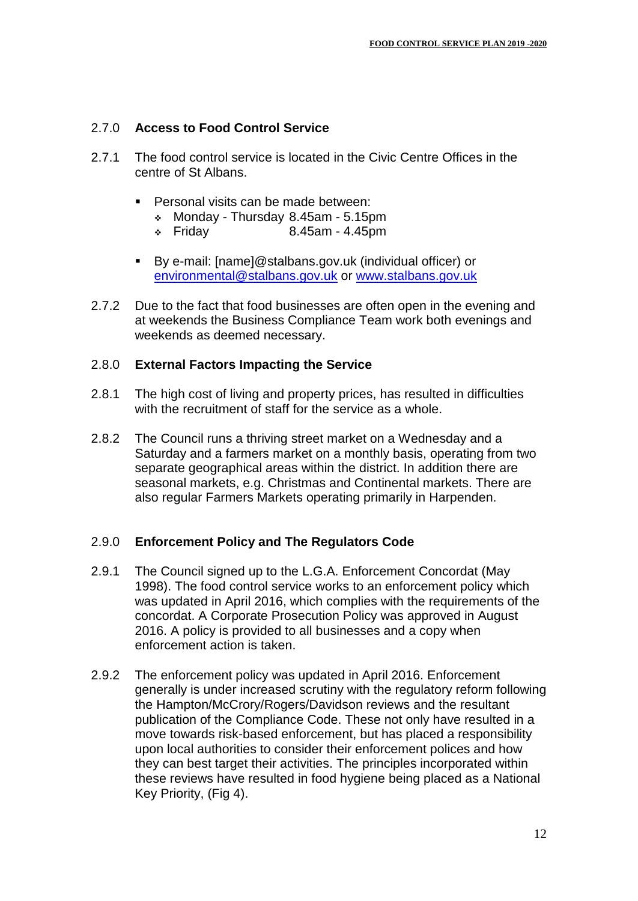## 2.7.0 Access to Food Control Service

2.7.1 The food control service is located in the Civic Centre Offices in the centre of St Albans.

- Personal visits can be made between:
  - Monday - Thursday 8.45am - 5.15pm
  - Friday 8.45am - 4.45pm
- By e-mail: [name]@stalbans.gov.uk (individual officer) or environmental@stalbans.gov.uk or www.stalbans.gov.uk

2.7.2 Due to the fact that food businesses are often open in the evening and at weekends the Business Compliance Team work both evenings and weekends as deemed necessary.

## 2.8.0 External Factors Impacting the Service

2.8.1 The high cost of living and property prices, has resulted in difficulties with the recruitment of staff for the service as a whole.

2.8.2 The Council runs a thriving street market on a Wednesday and a Saturday and a farmers market on a monthly basis, operating from two separate geographical areas within the district. In addition there are seasonal markets, e.g. Christmas and Continental markets. There are also regular Farmers Markets operating primarily in Harpenden.

## 2.9.0 Enforcement Policy and The Regulators Code

2.9.1 The Council signed up to the L.G.A. Enforcement Concordat (May 1998). The food control service works to an enforcement policy which was updated in April 2016, which complies with the requirements of the concordat. A Corporate Prosecution Policy was approved in August 2016. A policy is provided to all businesses and a copy when enforcement action is taken.

2.9.2 The enforcement policy was updated in April 2016. Enforcement generally is under increased scrutiny with the regulatory reform following the Hampton/McCrory/Rogers/Davidson reviews and the resultant publication of the Compliance Code. These not only have resulted in a move towards risk-based enforcement, but has placed a responsibility upon local authorities to consider their enforcement polices and how they can best target their activities. The principles incorporated within these reviews have resulted in food hygiene being placed as a National Key Priority, (Fig 4).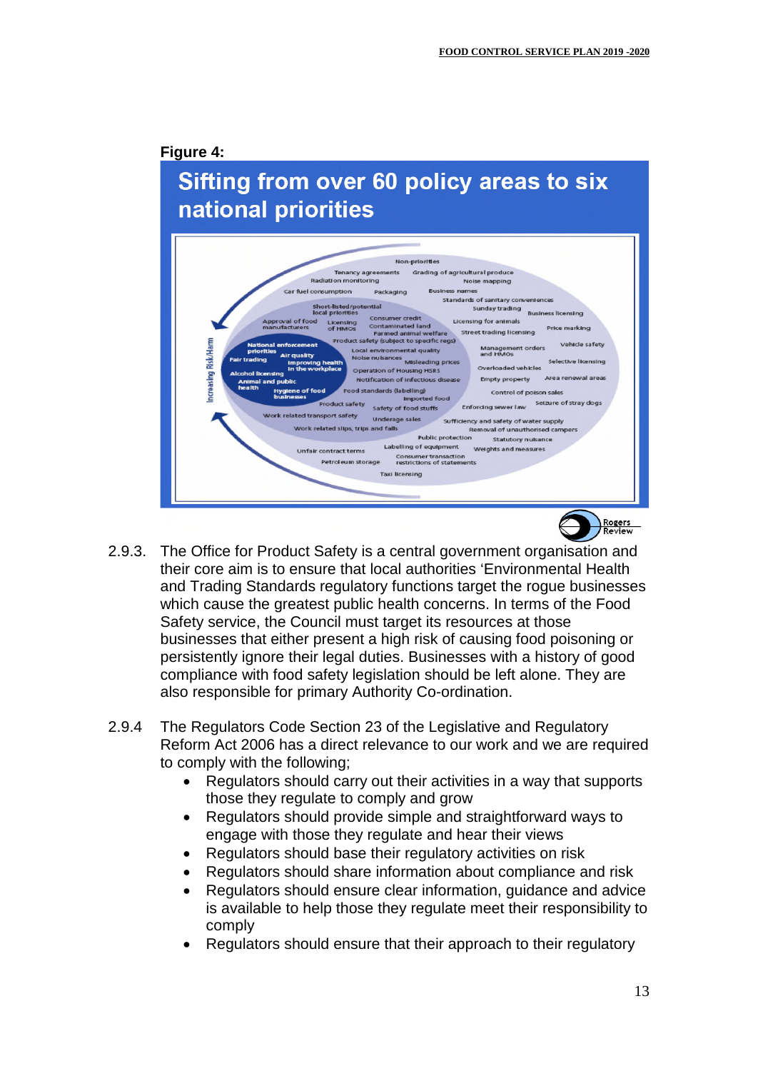**Figure 4:**

**Sifting from over 60 policy areas to six national priorities**

2.9.3. The Office for Product Safety is a central government organisation and their core aim is to ensure that local authorities 'Environmental Health and Trading Standards regulatory functions target the rogue businesses which cause the greatest public health concerns. In terms of the Food Safety service, the Council must target its resources at those businesses that either present a high risk of causing food poisoning or persistently ignore their legal duties. Businesses with a history of good compliance with food safety legislation should be left alone. They are also responsible for primary Authority Co-ordination.

2.9.4 The Regulators Code Section 23 of the Legislative and Regulatory Reform Act 2006 has a direct relevance to our work and we are required to comply with the following;

- Regulators should carry out their activities in a way that supports those they regulate to comply and grow
- Regulators should provide simple and straightforward ways to engage with those they regulate and hear their views
- Regulators should base their regulatory activities on risk
- Regulators should share information about compliance and risk
- Regulators should ensure clear information, guidance and advice is available to help those they regulate meet their responsibility to comply
- Regulators should ensure that their approach to their regulatory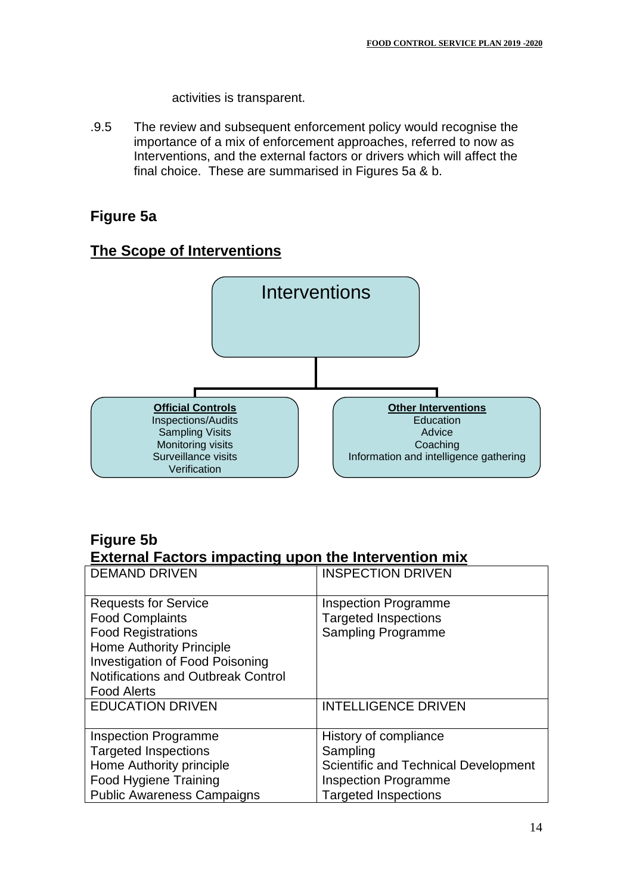activities is transparent.

.9.5 The review and subsequent enforcement policy would recognise the importance of a mix of enforcement approaches, referred to now as Interventions, and the external factors or drivers which will affect the final choice. These are summarised in Figures 5a & b.

## Figure 5a

## The Scope of Interventions

Interventions

**Official Controls**
Inspections/Audits
Sampling Visits
Monitoring visits
Surveillance visits
Verification

**Other Interventions**
Education
Advice
Coaching
Information and intelligence gathering

## Figure 5b
## External Factors impacting upon the Intervention mix

| DEMAND DRIVEN | INSPECTION DRIVEN |
|---|---|
| Requests for Service<br>Food Complaints<br>Food Registrations<br>Home Authority Principle<br>Investigation of Food Poisoning<br>Notifications and Outbreak Control<br>Food Alerts | Inspection Programme<br>Targeted Inspections<br>Sampling Programme |
| **EDUCATION DRIVEN** | **INTELLIGENCE DRIVEN** |
| Inspection Programme<br>Targeted Inspections<br>Home Authority principle<br>Food Hygiene Training<br>Public Awareness Campaigns | History of compliance<br>Sampling<br>Scientific and Technical Development<br>Inspection Programme<br>Targeted Inspections |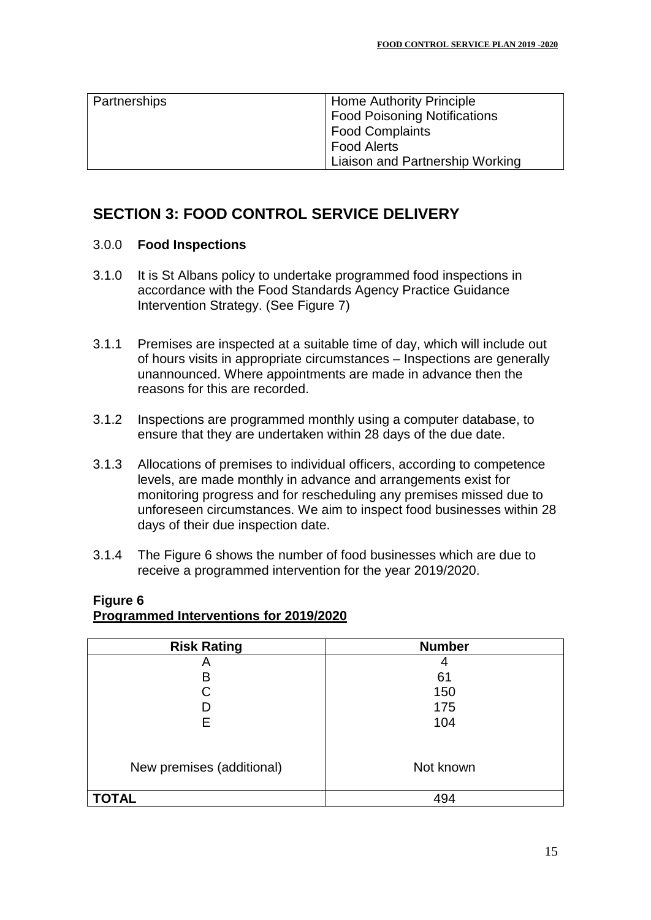| Partnerships | Home Authority Principle<br>Food Poisoning Notifications<br>Food Complaints<br>Food Alerts<br>Liaison and Partnership Working |
|---|---|

## SECTION 3: FOOD CONTROL SERVICE DELIVERY

3.0.0 **Food Inspections**

3.1.0 It is St Albans policy to undertake programmed food inspections in accordance with the Food Standards Agency Practice Guidance Intervention Strategy. (See Figure 7)

3.1.1 Premises are inspected at a suitable time of day, which will include out of hours visits in appropriate circumstances – Inspections are generally unannounced. Where appointments are made in advance then the reasons for this are recorded.

3.1.2 Inspections are programmed monthly using a computer database, to ensure that they are undertaken within 28 days of the due date.

3.1.3 Allocations of premises to individual officers, according to competence levels, are made monthly in advance and arrangements exist for monitoring progress and for rescheduling any premises missed due to unforeseen circumstances. We aim to inspect food businesses within 28 days of their due inspection date.

3.1.4 The Figure 6 shows the number of food businesses which are due to receive a programmed intervention for the year 2019/2020.

**Figure 6**
**Programmed Interventions for 2019/2020**

| Risk Rating | Number |
|---|---|
| A | 4 |
| B | 61 |
| C | 150 |
| D | 175 |
| E | 104 |
| New premises (additional) | Not known |
| **TOTAL** | 494 |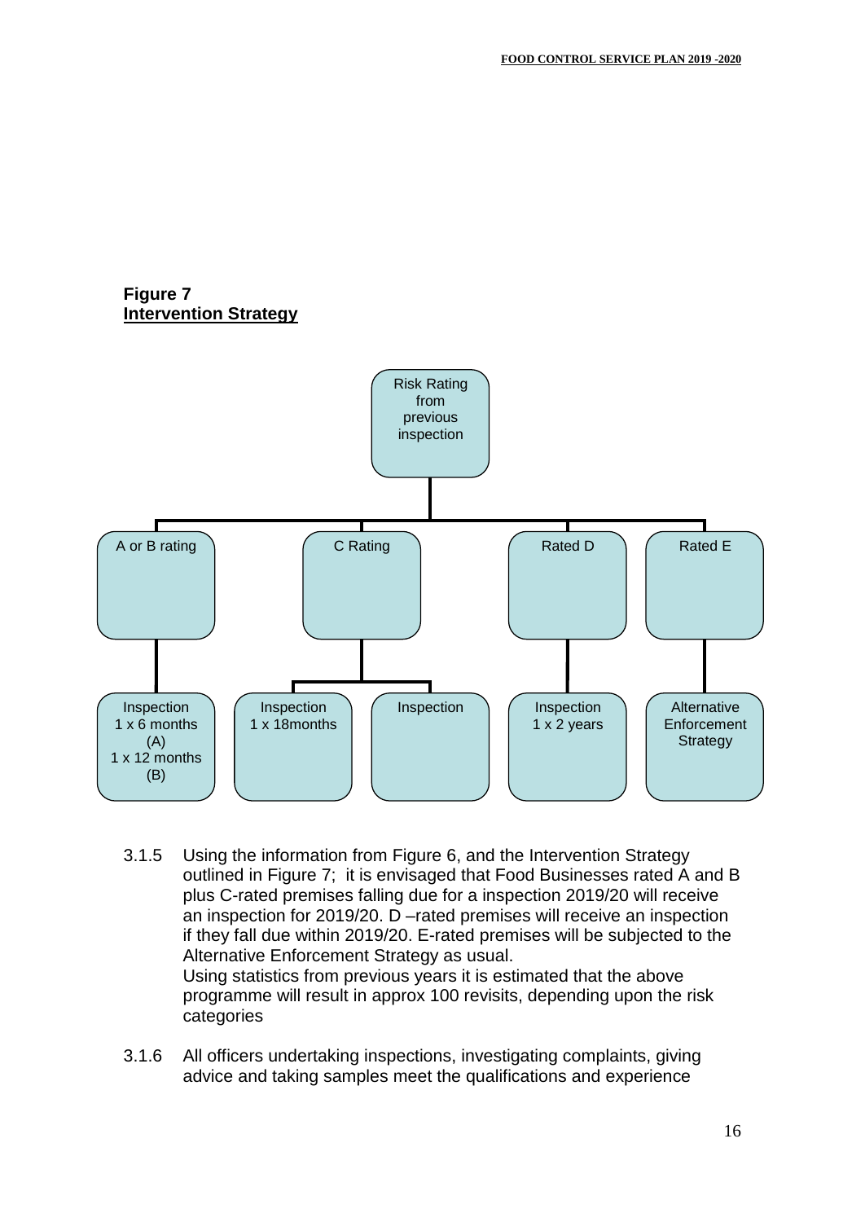**Figure 7**
**Intervention Strategy**

Risk Rating from previous inspection

- A or B rating
  - Inspection 1 x 6 months (A) 1 x 12 months (B)
- C Rating
  - Inspection 1 x 18months
  - Inspection
- Rated D
  - Inspection 1 x 2 years
- Rated E
  - Alternative Enforcement Strategy

3.1.5 Using the information from Figure 6, and the Intervention Strategy outlined in Figure 7; it is envisaged that Food Businesses rated A and B plus C-rated premises falling due for a inspection 2019/20 will receive an inspection for 2019/20. D –rated premises will receive an inspection if they fall due within 2019/20. E-rated premises will be subjected to the Alternative Enforcement Strategy as usual.
Using statistics from previous years it is estimated that the above programme will result in approx 100 revisits, depending upon the risk categories

3.1.6 All officers undertaking inspections, investigating complaints, giving advice and taking samples meet the qualifications and experience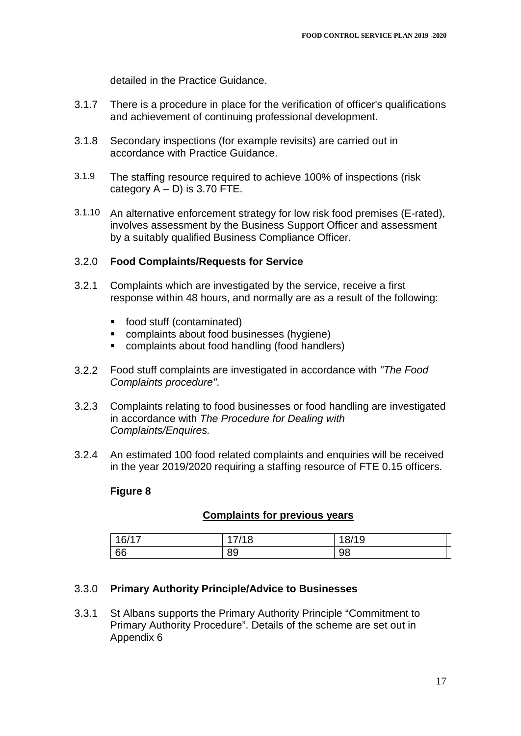detailed in the Practice Guidance.

3.1.7 There is a procedure in place for the verification of officer's qualifications and achievement of continuing professional development.

3.1.8 Secondary inspections (for example revisits) are carried out in accordance with Practice Guidance.

3.1.9 The staffing resource required to achieve 100% of inspections (risk category A – D) is 3.70 FTE.

3.1.10 An alternative enforcement strategy for low risk food premises (E-rated), involves assessment by the Business Support Officer and assessment by a suitably qualified Business Compliance Officer.

### 3.2.0 Food Complaints/Requests for Service

3.2.1 Complaints which are investigated by the service, receive a first response within 48 hours, and normally are as a result of the following:

- food stuff (contaminated)
- complaints about food businesses (hygiene)
- complaints about food handling (food handlers)

3.2.2 Food stuff complaints are investigated in accordance with *"The Food Complaints procedure"*.

3.2.3 Complaints relating to food businesses or food handling are investigated in accordance with *The Procedure for Dealing with Complaints/Enquires.*

3.2.4 An estimated 100 food related complaints and enquiries will be received in the year 2019/2020 requiring a staffing resource of FTE 0.15 officers.

**Figure 8**

**Complaints for previous years**

| 16/17 | 17/18 | 18/19 |
|---|---|---|
| 66 | 89 | 98 |

### 3.3.0 Primary Authority Principle/Advice to Businesses

3.3.1 St Albans supports the Primary Authority Principle "Commitment to Primary Authority Procedure". Details of the scheme are set out in Appendix 6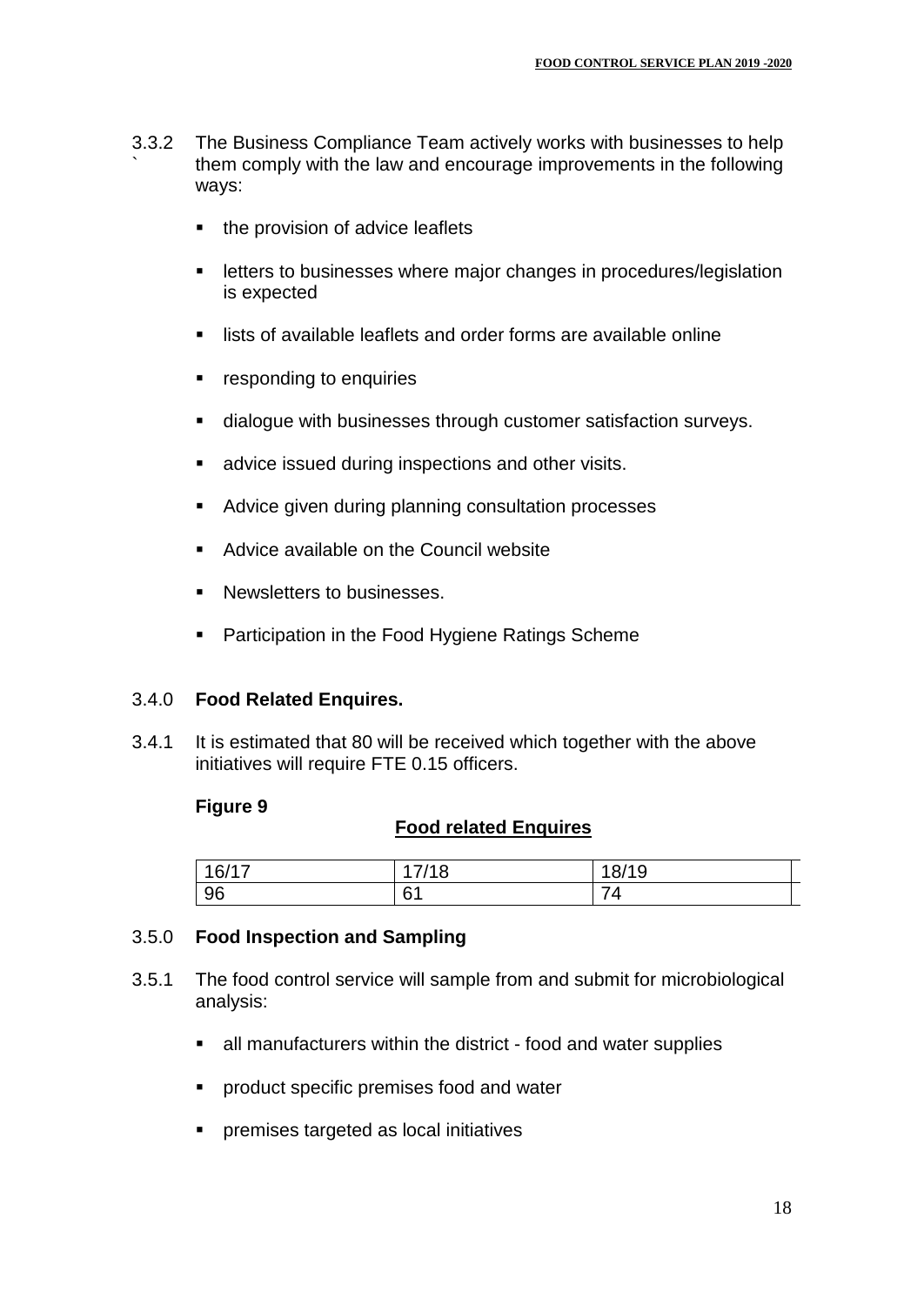3.3.2 The Business Compliance Team actively works with businesses to help them comply with the law and encourage improvements in the following ways:

- the provision of advice leaflets
- letters to businesses where major changes in procedures/legislation is expected
- lists of available leaflets and order forms are available online
- responding to enquiries
- dialogue with businesses through customer satisfaction surveys.
- advice issued during inspections and other visits.
- Advice given during planning consultation processes
- Advice available on the Council website
- Newsletters to businesses.
- Participation in the Food Hygiene Ratings Scheme

### 3.4.0 **Food Related Enquires.**

3.4.1 It is estimated that 80 will be received which together with the above initiatives will require FTE 0.15 officers.

**Figure 9**

**Food related Enquires**

| 16/17 | 17/18 | 18/19 |
|---|---|---|
| 96 | 61 | 74 |

### 3.5.0 **Food Inspection and Sampling**

3.5.1 The food control service will sample from and submit for microbiological analysis:

- all manufacturers within the district - food and water supplies
- product specific premises food and water
- premises targeted as local initiatives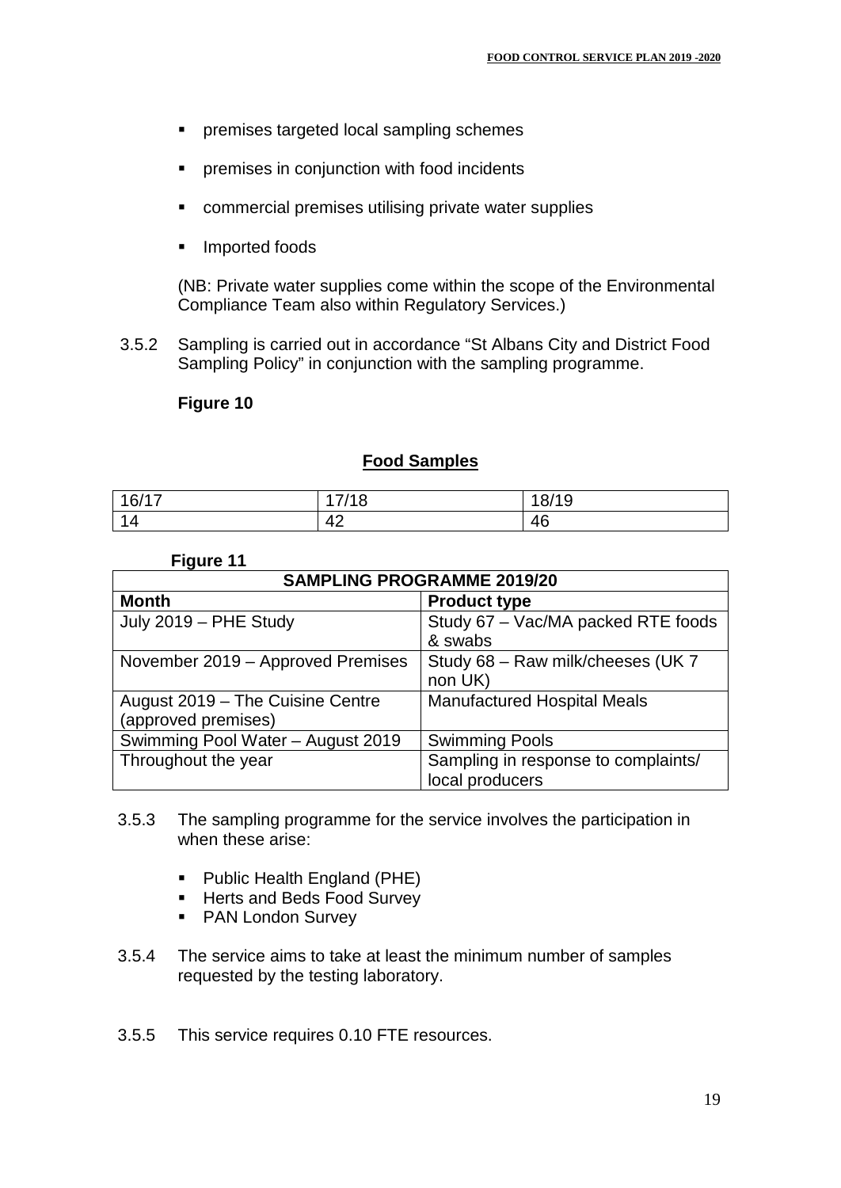- premises targeted local sampling schemes
- premises in conjunction with food incidents
- commercial premises utilising private water supplies
- Imported foods

(NB: Private water supplies come within the scope of the Environmental Compliance Team also within Regulatory Services.)

3.5.2 Sampling is carried out in accordance "St Albans City and District Food Sampling Policy" in conjunction with the sampling programme.

**Figure 10**

**Food Samples**

| 16/17 | 17/18 | 18/19 |
|---|---|---|
| 14 | 42 | 46 |

**Figure 11**

| SAMPLING PROGRAMME 2019/20 | |
|---|---|
| **Month** | **Product type** |
| July 2019 – PHE Study | Study 67 – Vac/MA packed RTE foods & swabs |
| November 2019 – Approved Premises | Study 68 – Raw milk/cheeses (UK 7 non UK) |
| August 2019 – The Cuisine Centre (approved premises) | Manufactured Hospital Meals |
| Swimming Pool Water – August 2019 | Swimming Pools |
| Throughout the year | Sampling in response to complaints/ local producers |

3.5.3 The sampling programme for the service involves the participation in when these arise:

- Public Health England (PHE)
- Herts and Beds Food Survey
- PAN London Survey

3.5.4 The service aims to take at least the minimum number of samples requested by the testing laboratory.

3.5.5 This service requires 0.10 FTE resources.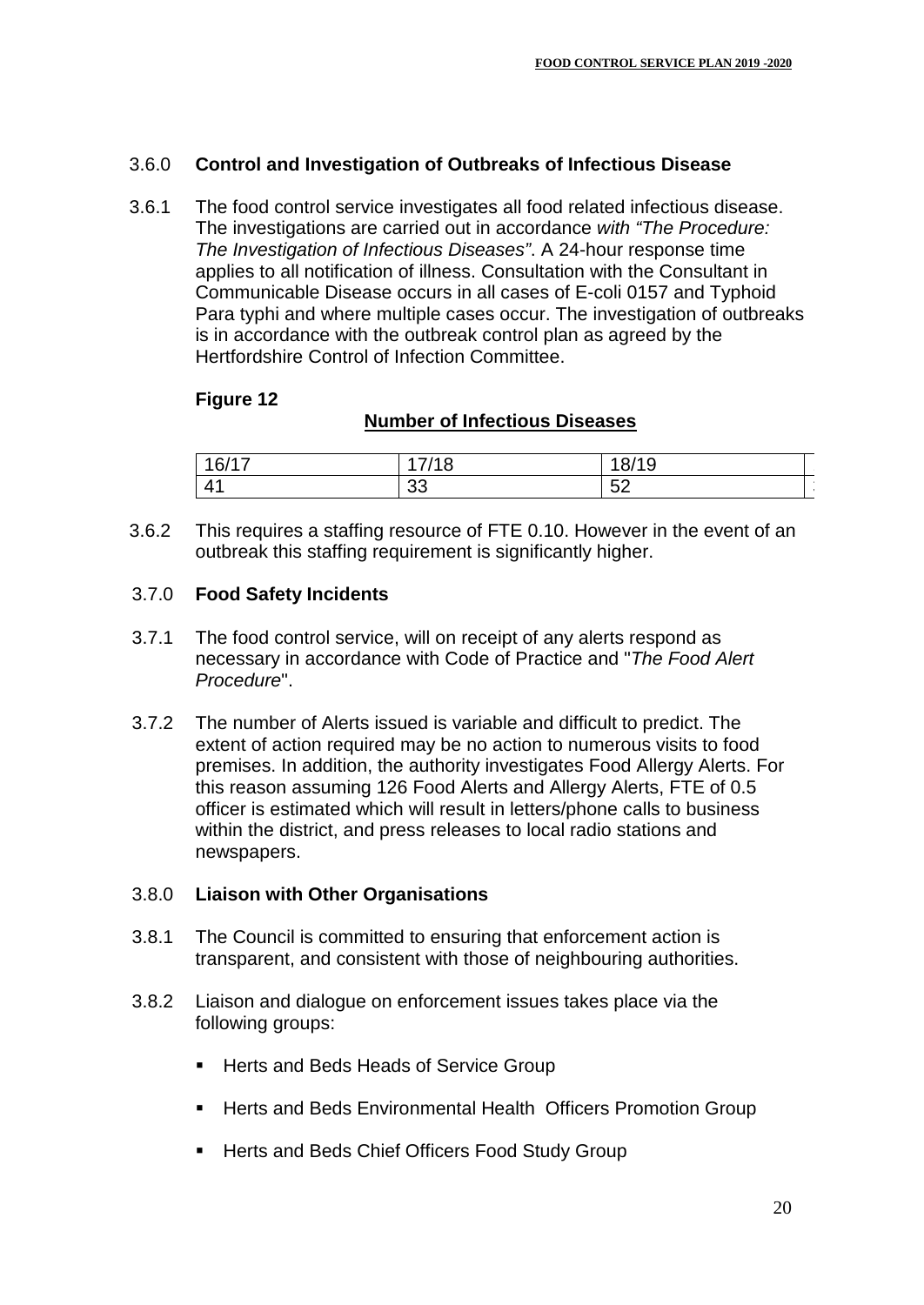### 3.6.0 **Control and Investigation of Outbreaks of Infectious Disease**

3.6.1 The food control service investigates all food related infectious disease. The investigations are carried out in accordance *with "The Procedure: The Investigation of Infectious Diseases"*. A 24-hour response time applies to all notification of illness. Consultation with the Consultant in Communicable Disease occurs in all cases of E-coli 0157 and Typhoid Para typhi and where multiple cases occur. The investigation of outbreaks is in accordance with the outbreak control plan as agreed by the Hertfordshire Control of Infection Committee.

**Figure 12**

**Number of Infectious Diseases**

| 16/17 | 17/18 | 18/19 |
|---|---|---|
| 41 | 33 | 52 |

3.6.2 This requires a staffing resource of FTE 0.10. However in the event of an outbreak this staffing requirement is significantly higher.

### 3.7.0 **Food Safety Incidents**

3.7.1 The food control service, will on receipt of any alerts respond as necessary in accordance with Code of Practice and "*The Food Alert Procedure*".

3.7.2 The number of Alerts issued is variable and difficult to predict. The extent of action required may be no action to numerous visits to food premises. In addition, the authority investigates Food Allergy Alerts. For this reason assuming 126 Food Alerts and Allergy Alerts, FTE of 0.5 officer is estimated which will result in letters/phone calls to business within the district, and press releases to local radio stations and newspapers.

### 3.8.0 **Liaison with Other Organisations**

3.8.1 The Council is committed to ensuring that enforcement action is transparent, and consistent with those of neighbouring authorities.

3.8.2 Liaison and dialogue on enforcement issues takes place via the following groups:

- Herts and Beds Heads of Service Group
- Herts and Beds Environmental Health Officers Promotion Group
- Herts and Beds Chief Officers Food Study Group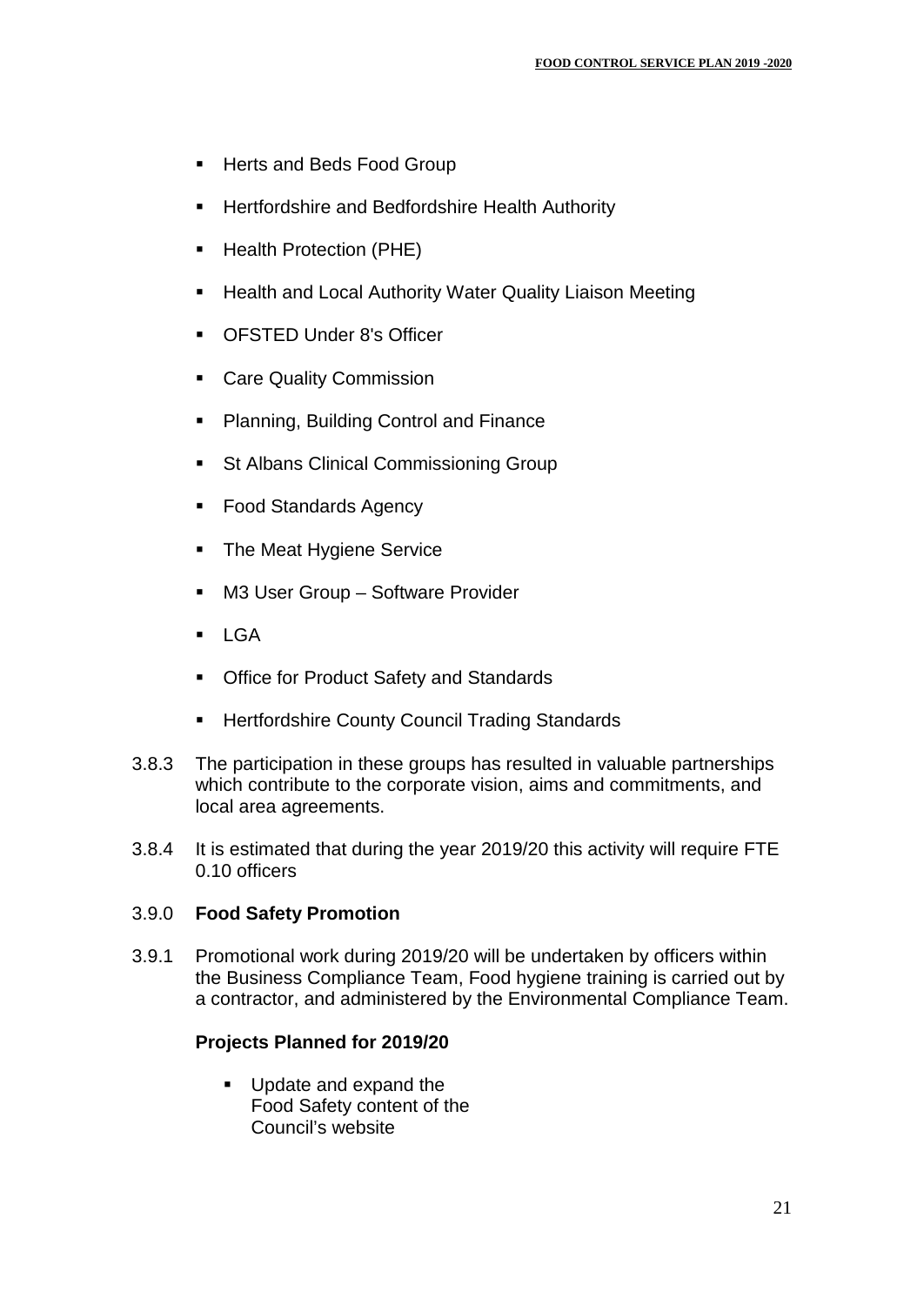- Herts and Beds Food Group
- Hertfordshire and Bedfordshire Health Authority
- Health Protection (PHE)
- Health and Local Authority Water Quality Liaison Meeting
- OFSTED Under 8's Officer
- Care Quality Commission
- Planning, Building Control and Finance
- St Albans Clinical Commissioning Group
- Food Standards Agency
- The Meat Hygiene Service
- M3 User Group – Software Provider
- LGA
- Office for Product Safety and Standards
- Hertfordshire County Council Trading Standards

3.8.3 The participation in these groups has resulted in valuable partnerships which contribute to the corporate vision, aims and commitments, and local area agreements.

3.8.4 It is estimated that during the year 2019/20 this activity will require FTE 0.10 officers

### 3.9.0 Food Safety Promotion

3.9.1 Promotional work during 2019/20 will be undertaken by officers within the Business Compliance Team, Food hygiene training is carried out by a contractor, and administered by the Environmental Compliance Team.

**Projects Planned for 2019/20**

- Update and expand the Food Safety content of the Council's website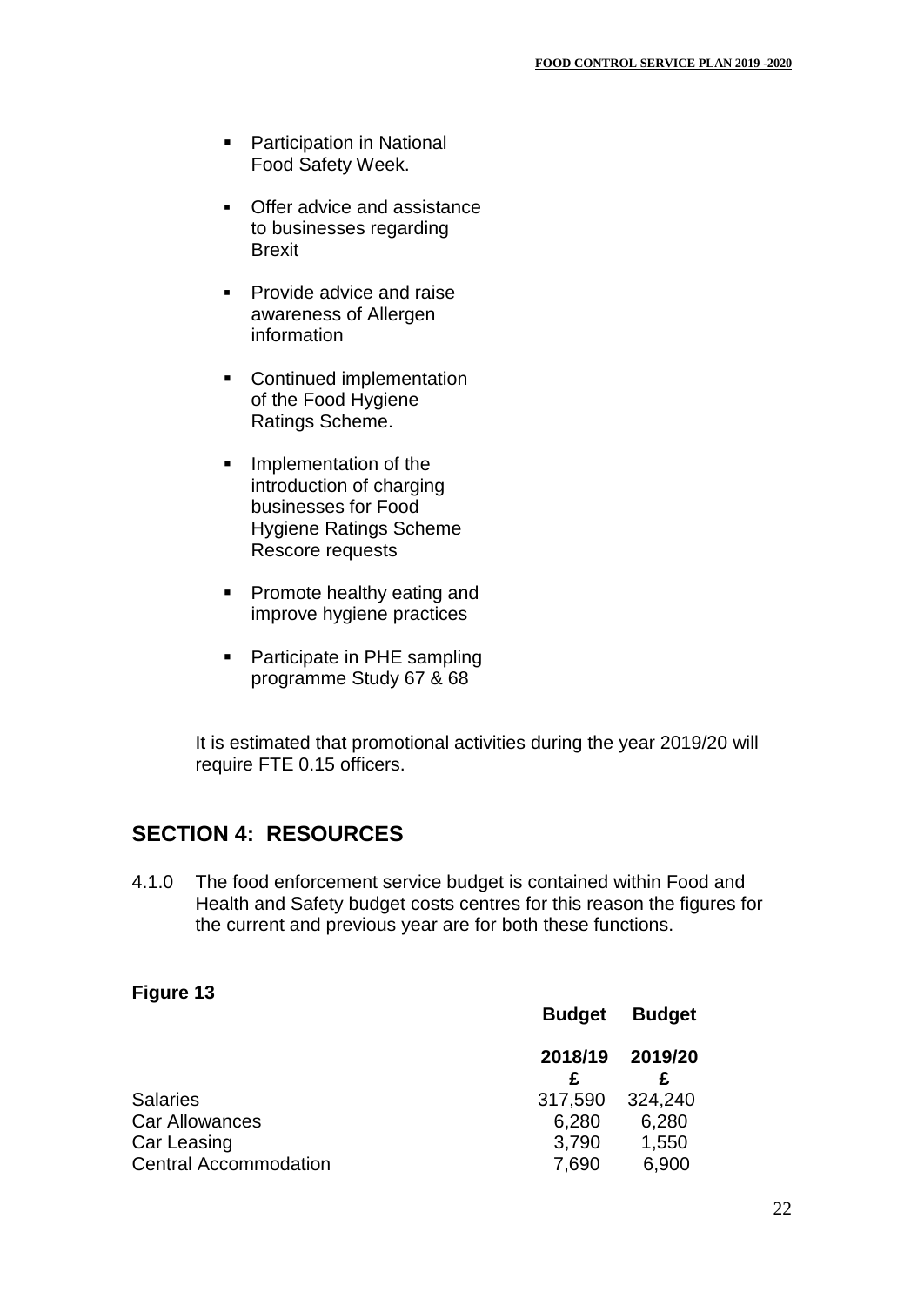- Participation in National Food Safety Week.
- Offer advice and assistance to businesses regarding Brexit
- Provide advice and raise awareness of Allergen information
- Continued implementation of the Food Hygiene Ratings Scheme.
- Implementation of the introduction of charging businesses for Food Hygiene Ratings Scheme Rescore requests
- Promote healthy eating and improve hygiene practices
- Participate in PHE sampling programme Study 67 & 68

It is estimated that promotional activities during the year 2019/20 will require FTE 0.15 officers.

## SECTION 4: RESOURCES

4.1.0 The food enforcement service budget is contained within Food and Health and Safety budget costs centres for this reason the figures for the current and previous year are for both these functions.

**Figure 13**

| | **Budget** 2018/19 £ | **Budget** 2019/20 £ |
|---|---|---|
| Salaries | 317,590 | 324,240 |
| Car Allowances | 6,280 | 6,280 |
| Car Leasing | 3,790 | 1,550 |
| Central Accommodation | 7,690 | 6,900 |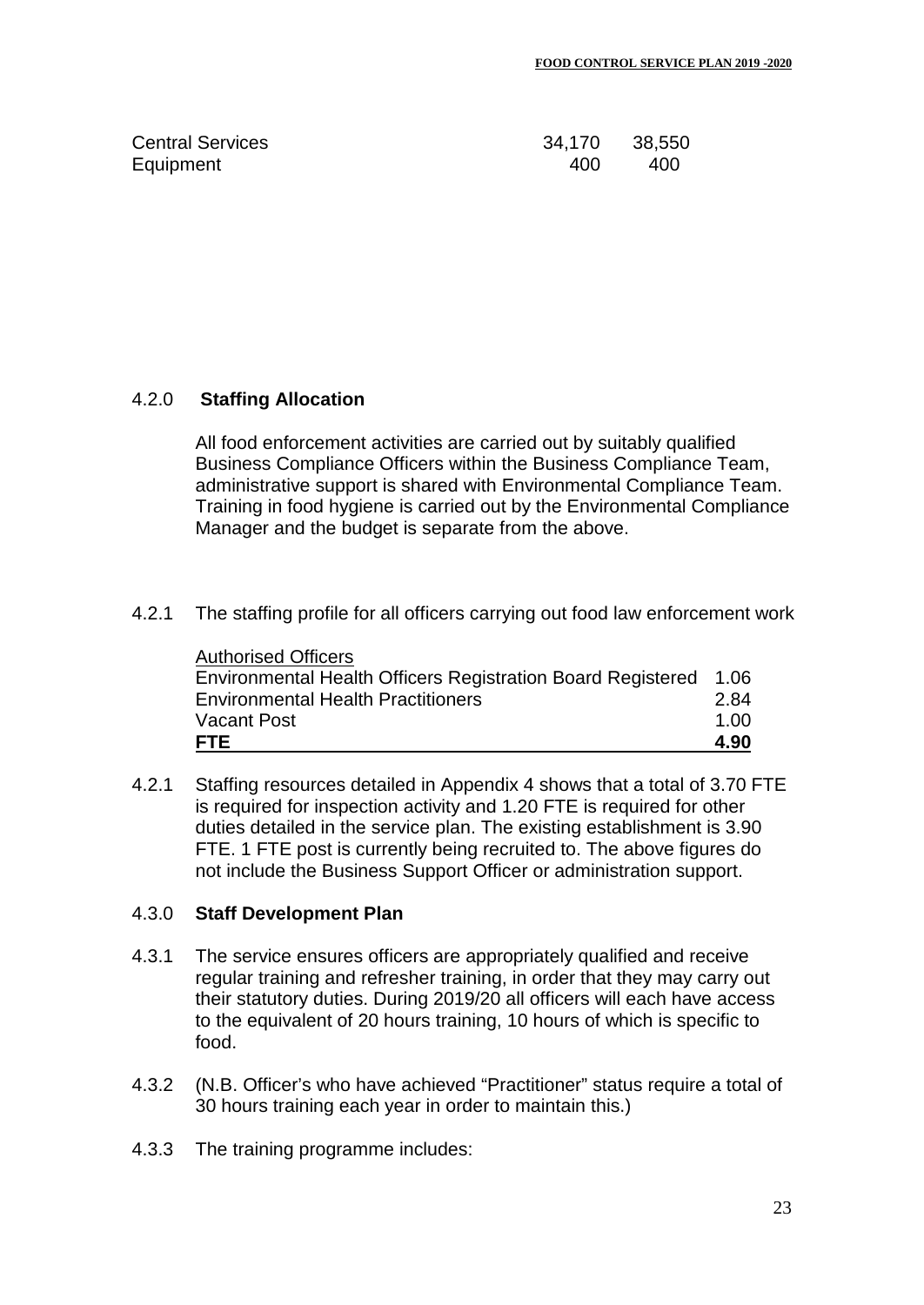| | | |
|---|---|---|
| Central Services | 34,170 | 38,550 |
| Equipment | 400 | 400 |

### 4.2.0 **Staffing Allocation**

All food enforcement activities are carried out by suitably qualified Business Compliance Officers within the Business Compliance Team, administrative support is shared with Environmental Compliance Team. Training in food hygiene is carried out by the Environmental Compliance Manager and the budget is separate from the above.

4.2.1 The staffing profile for all officers carrying out food law enforcement work

| Authorised Officers | |
|---|---|
| Environmental Health Officers Registration Board Registered | 1.06 |
| Environmental Health Practitioners | 2.84 |
| Vacant Post | 1.00 |
| **FTE** | **4.90** |

4.2.1 Staffing resources detailed in Appendix 4 shows that a total of 3.70 FTE is required for inspection activity and 1.20 FTE is required for other duties detailed in the service plan. The existing establishment is 3.90 FTE. 1 FTE post is currently being recruited to. The above figures do not include the Business Support Officer or administration support.

### 4.3.0 **Staff Development Plan**

4.3.1 The service ensures officers are appropriately qualified and receive regular training and refresher training, in order that they may carry out their statutory duties. During 2019/20 all officers will each have access to the equivalent of 20 hours training, 10 hours of which is specific to food.

4.3.2 (N.B. Officer's who have achieved "Practitioner" status require a total of 30 hours training each year in order to maintain this.)

4.3.3 The training programme includes: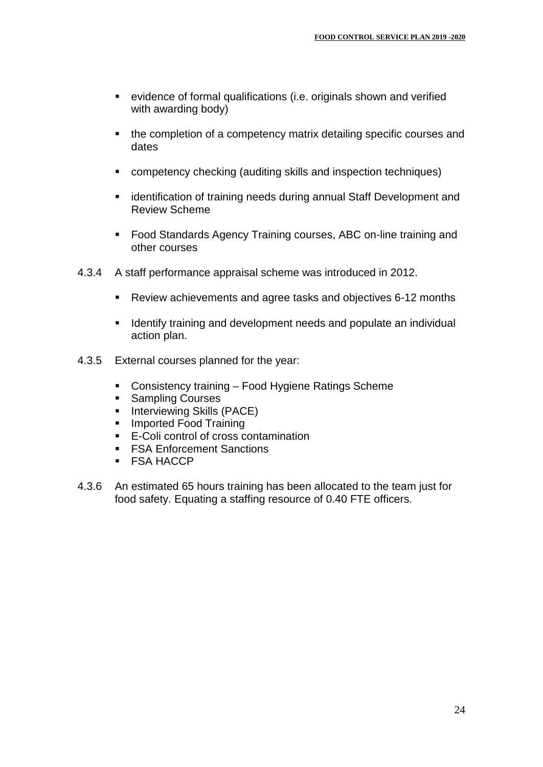- evidence of formal qualifications (i.e. originals shown and verified with awarding body)
- the completion of a competency matrix detailing specific courses and dates
- competency checking (auditing skills and inspection techniques)
- identification of training needs during annual Staff Development and Review Scheme
- Food Standards Agency Training courses, ABC on-line training and other courses

4.3.4 A staff performance appraisal scheme was introduced in 2012.

- Review achievements and agree tasks and objectives 6-12 months
- Identify training and development needs and populate an individual action plan.

4.3.5 External courses planned for the year:

- Consistency training – Food Hygiene Ratings Scheme
- Sampling Courses
- Interviewing Skills (PACE)
- Imported Food Training
- E-Coli control of cross contamination
- FSA Enforcement Sanctions
- FSA HACCP

4.3.6 An estimated 65 hours training has been allocated to the team just for food safety. Equating a staffing resource of 0.40 FTE officers.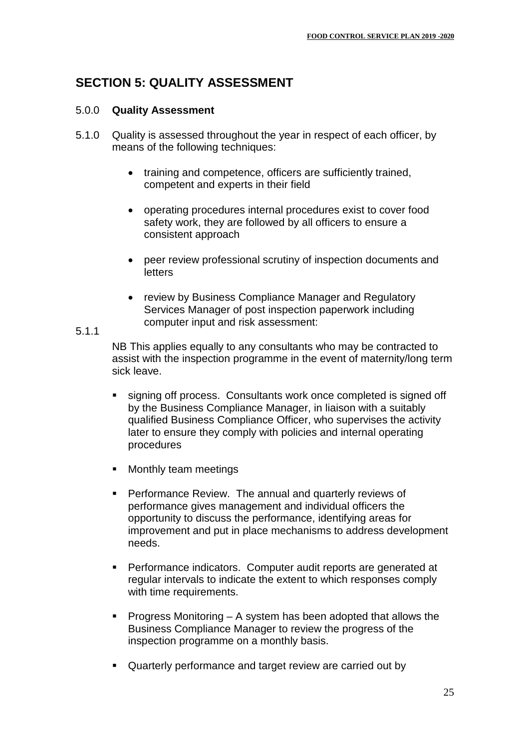## SECTION 5: QUALITY ASSESSMENT

5.0.0 **Quality Assessment**

5.1.0 Quality is assessed throughout the year in respect of each officer, by means of the following techniques:

- training and competence, officers are sufficiently trained, competent and experts in their field
- operating procedures internal procedures exist to cover food safety work, they are followed by all officers to ensure a consistent approach
- peer review professional scrutiny of inspection documents and letters
- review by Business Compliance Manager and Regulatory Services Manager of post inspection paperwork including computer input and risk assessment:

5.1.1

NB This applies equally to any consultants who may be contracted to assist with the inspection programme in the event of maternity/long term sick leave.

- signing off process. Consultants work once completed is signed off by the Business Compliance Manager, in liaison with a suitably qualified Business Compliance Officer, who supervises the activity later to ensure they comply with policies and internal operating procedures
- Monthly team meetings
- Performance Review. The annual and quarterly reviews of performance gives management and individual officers the opportunity to discuss the performance, identifying areas for improvement and put in place mechanisms to address development needs.
- Performance indicators. Computer audit reports are generated at regular intervals to indicate the extent to which responses comply with time requirements.
- Progress Monitoring – A system has been adopted that allows the Business Compliance Manager to review the progress of the inspection programme on a monthly basis.
- Quarterly performance and target review are carried out by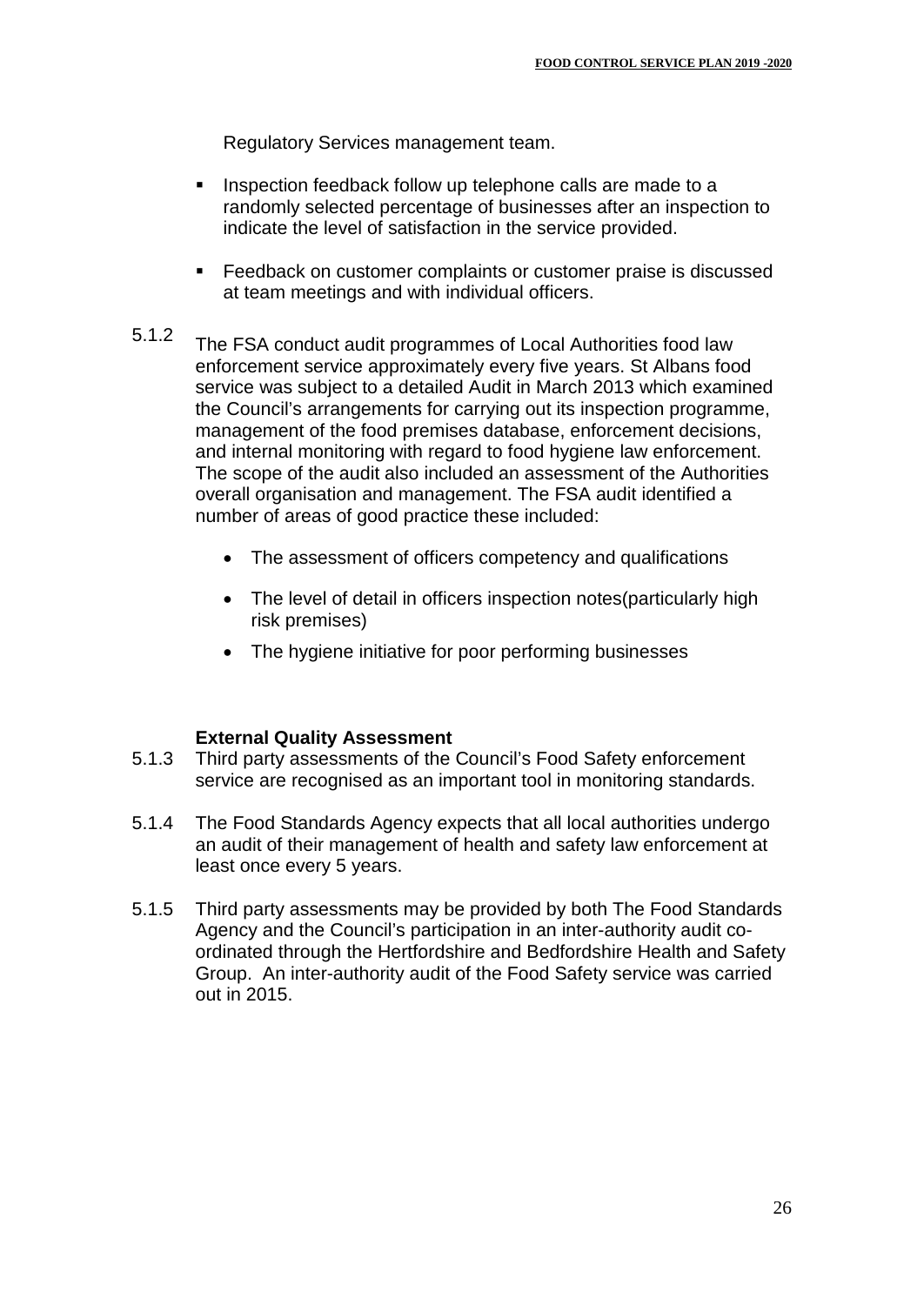Regulatory Services management team.

- Inspection feedback follow up telephone calls are made to a randomly selected percentage of businesses after an inspection to indicate the level of satisfaction in the service provided.

- Feedback on customer complaints or customer praise is discussed at team meetings and with individual officers.

5.1.2 The FSA conduct audit programmes of Local Authorities food law enforcement service approximately every five years. St Albans food service was subject to a detailed Audit in March 2013 which examined the Council's arrangements for carrying out its inspection programme, management of the food premises database, enforcement decisions, and internal monitoring with regard to food hygiene law enforcement. The scope of the audit also included an assessment of the Authorities overall organisation and management. The FSA audit identified a number of areas of good practice these included:

- The assessment of officers competency and qualifications
- The level of detail in officers inspection notes(particularly high risk premises)
- The hygiene initiative for poor performing businesses

**External Quality Assessment**

5.1.3 Third party assessments of the Council's Food Safety enforcement service are recognised as an important tool in monitoring standards.

5.1.4 The Food Standards Agency expects that all local authorities undergo an audit of their management of health and safety law enforcement at least once every 5 years.

5.1.5 Third party assessments may be provided by both The Food Standards Agency and the Council's participation in an inter-authority audit co-ordinated through the Hertfordshire and Bedfordshire Health and Safety Group. An inter-authority audit of the Food Safety service was carried out in 2015.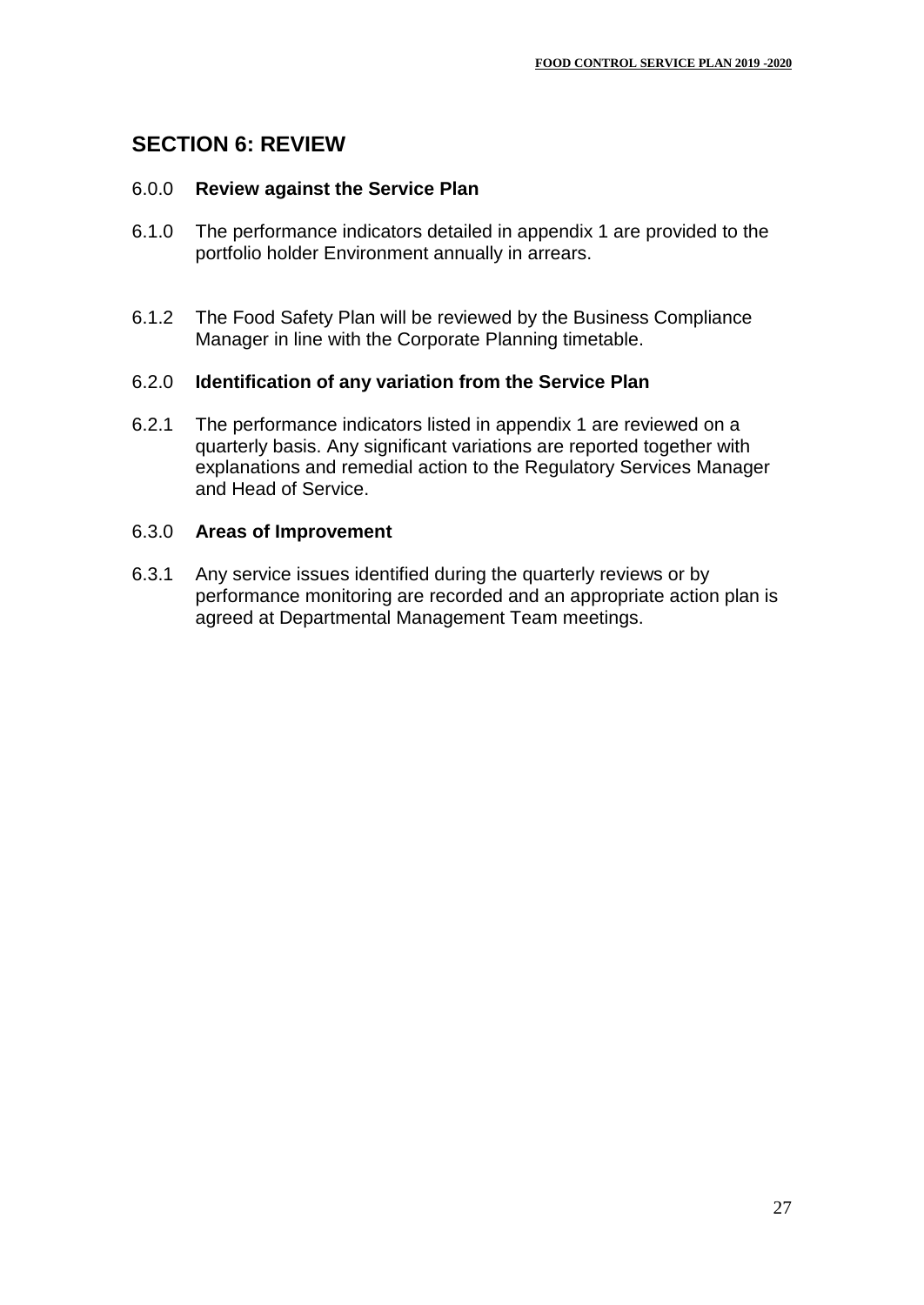## SECTION 6: REVIEW

### 6.0.0 **Review against the Service Plan**

6.1.0 The performance indicators detailed in appendix 1 are provided to the portfolio holder Environment annually in arrears.

6.1.2 The Food Safety Plan will be reviewed by the Business Compliance Manager in line with the Corporate Planning timetable.

### 6.2.0 **Identification of any variation from the Service Plan**

6.2.1 The performance indicators listed in appendix 1 are reviewed on a quarterly basis. Any significant variations are reported together with explanations and remedial action to the Regulatory Services Manager and Head of Service.

### 6.3.0 **Areas of Improvement**

6.3.1 Any service issues identified during the quarterly reviews or by performance monitoring are recorded and an appropriate action plan is agreed at Departmental Management Team meetings.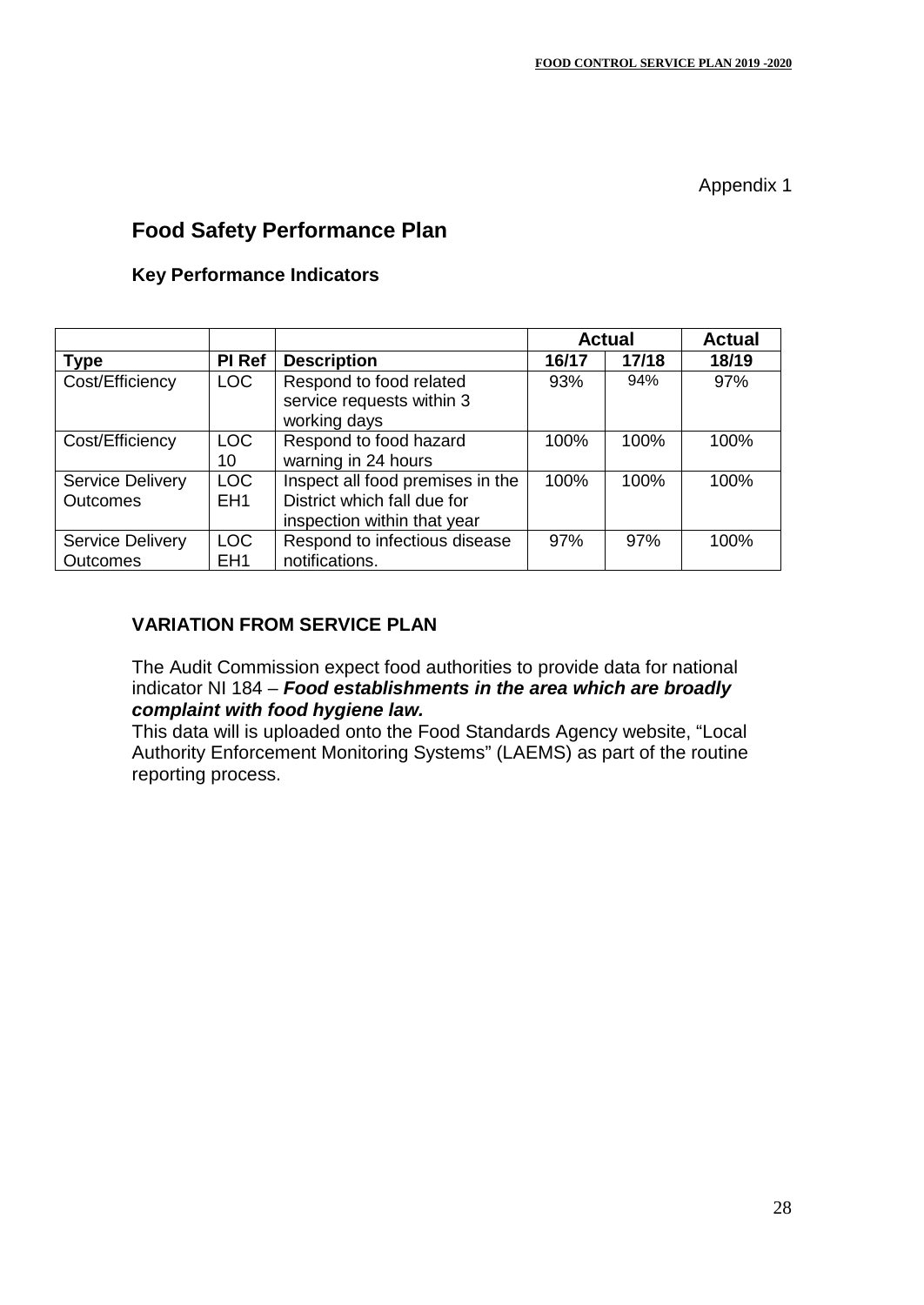Appendix 1

## Food Safety Performance Plan

### Key Performance Indicators

| | | | Actual | | Actual |
|---|---|---|---|---|---|
| **Type** | **PI Ref** | **Description** | **16/17** | **17/18** | **18/19** |
| Cost/Efficiency | LOC | Respond to food related service requests within 3 working days | 93% | 94% | 97% |
| Cost/Efficiency | LOC 10 | Respond to food hazard warning in 24 hours | 100% | 100% | 100% |
| Service Delivery Outcomes | LOC EH1 | Inspect all food premises in the District which fall due for inspection within that year | 100% | 100% | 100% |
| Service Delivery Outcomes | LOC EH1 | Respond to infectious disease notifications. | 97% | 97% | 100% |

### VARIATION FROM SERVICE PLAN

The Audit Commission expect food authorities to provide data for national indicator NI 184 – ***Food establishments in the area which are broadly complaint with food hygiene law.***
This data will is uploaded onto the Food Standards Agency website, "Local Authority Enforcement Monitoring Systems" (LAEMS) as part of the routine reporting process.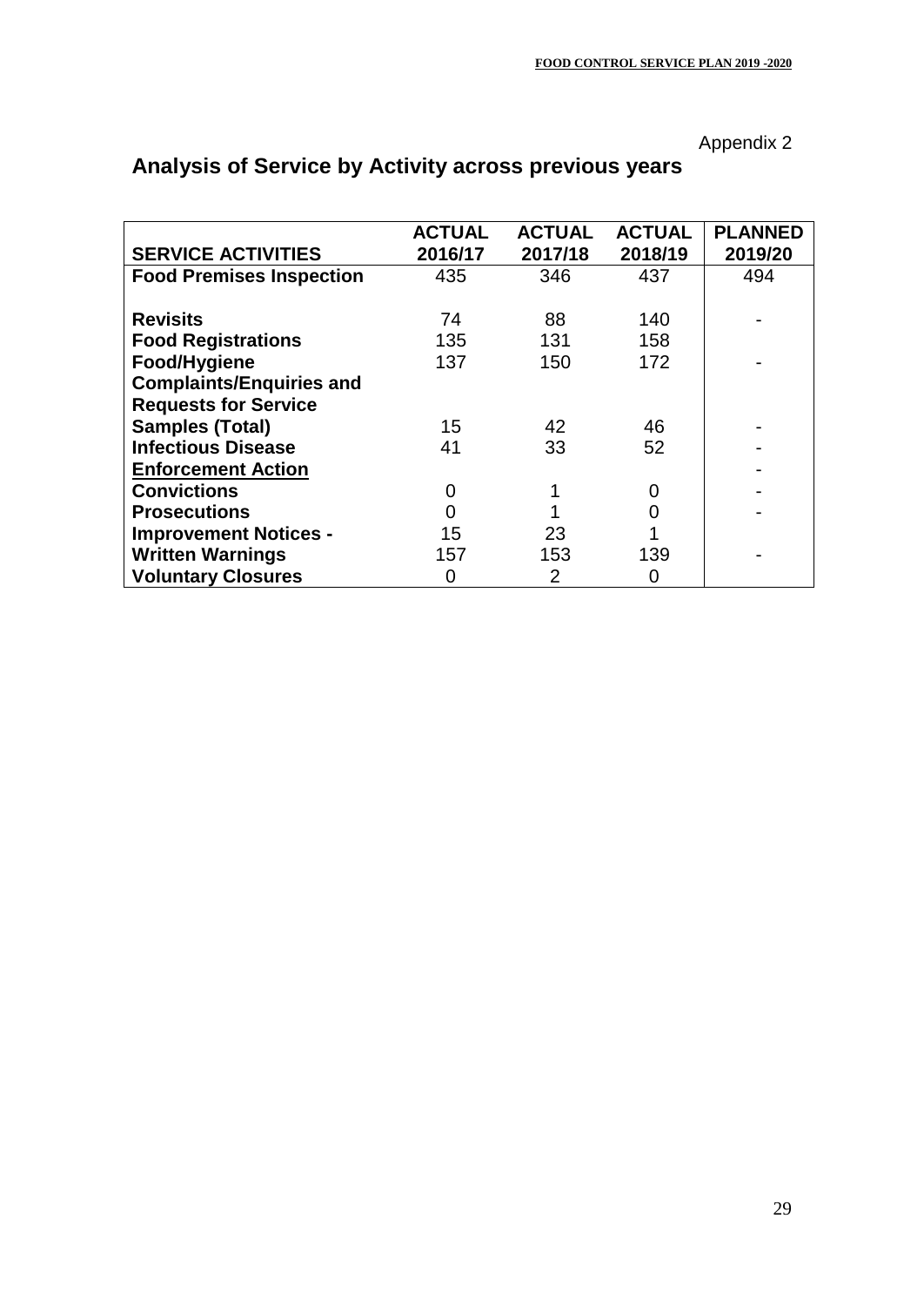Appendix 2

## Analysis of Service by Activity across previous years

| SERVICE ACTIVITIES | ACTUAL 2016/17 | ACTUAL 2017/18 | ACTUAL 2018/19 | PLANNED 2019/20 |
|---|---|---|---|---|
| **Food Premises Inspection** | 435 | 346 | 437 | 494 |
| **Revisits** | 74 | 88 | 140 | - |
| **Food Registrations** | 135 | 131 | 158 | |
| **Food/Hygiene Complaints/Enquiries and Requests for Service** | 137 | 150 | 172 | - |
| **Samples (Total)** | 15 | 42 | 46 | - |
| **Infectious Disease** | 41 | 33 | 52 | - |
| **Enforcement Action** | | | | - |
| **Convictions** | 0 | 1 | 0 | - |
| **Prosecutions** | 0 | 1 | 0 | - |
| **Improvement Notices -** | 15 | 23 | 1 | |
| **Written Warnings** | 157 | 153 | 139 | - |
| **Voluntary Closures** | 0 | 2 | 0 | |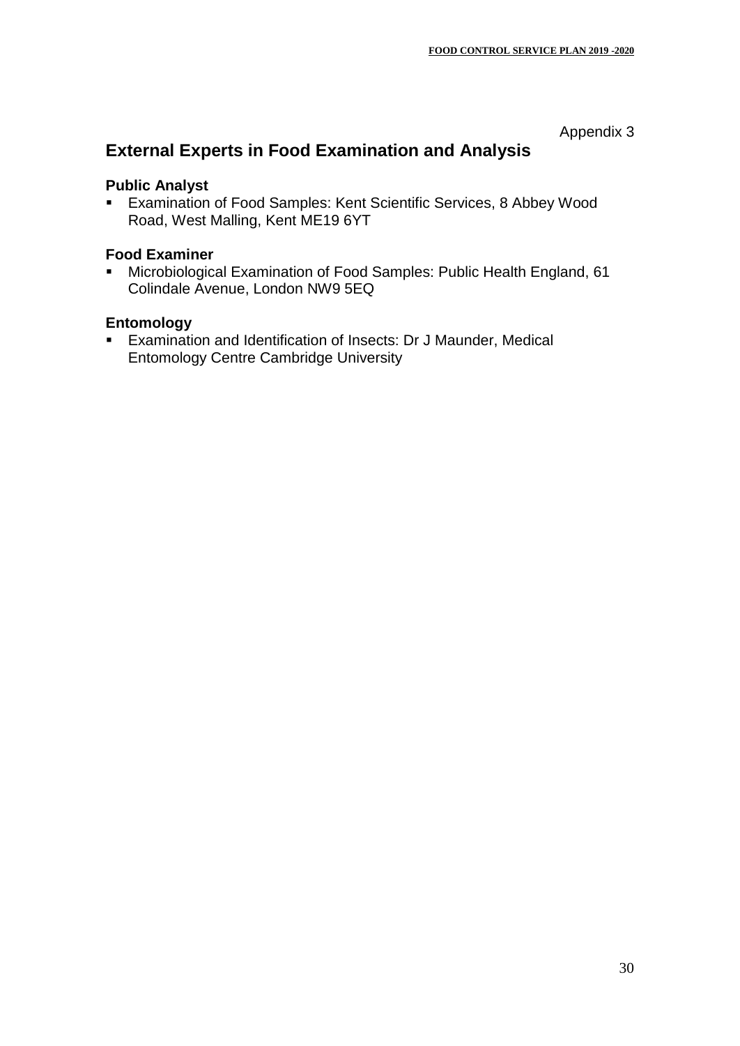Appendix 3

## External Experts in Food Examination and Analysis

### Public Analyst

- Examination of Food Samples: Kent Scientific Services, 8 Abbey Wood Road, West Malling, Kent ME19 6YT

### Food Examiner

- Microbiological Examination of Food Samples: Public Health England, 61 Colindale Avenue, London NW9 5EQ

### Entomology

- Examination and Identification of Insects: Dr J Maunder, Medical Entomology Centre Cambridge University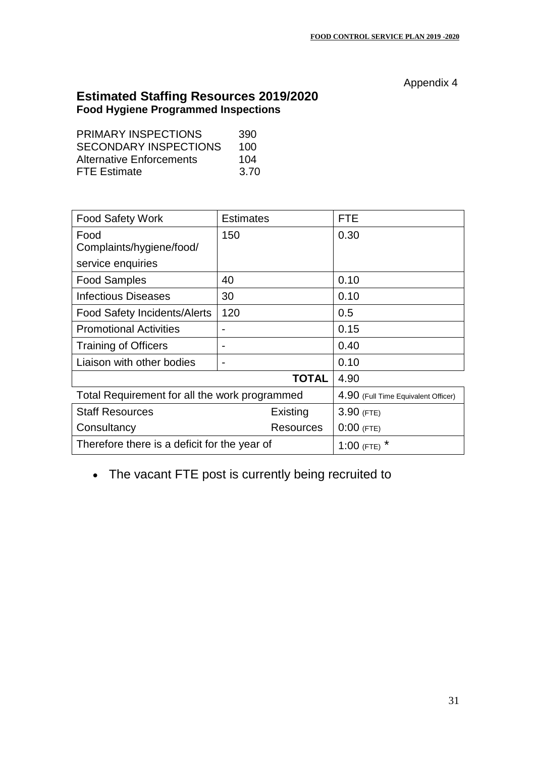Appendix 4

## Estimated Staffing Resources 2019/2020

### Food Hygiene Programmed Inspections

| | |
|---|---|
| PRIMARY INSPECTIONS | 390 |
| SECONDARY INSPECTIONS | 100 |
| Alternative Enforcements | 104 |
| FTE Estimate | 3.70 |

| Food Safety Work | Estimates | FTE |
|---|---|---|
| Food Complaints/hygiene/food/ service enquiries | 150 | 0.30 |
| Food Samples | 40 | 0.10 |
| Infectious Diseases | 30 | 0.10 |
| Food Safety Incidents/Alerts | 120 | 0.5 |
| Promotional Activities | - | 0.15 |
| Training of Officers | - | 0.40 |
| Liaison with other bodies | - | 0.10 |
| | **TOTAL** | 4.90 |
| Total Requirement for all the work programmed | | 4.90 (Full Time Equivalent Officer) |
| Staff Resources | Existing | 3.90 (FTE) |
| Consultancy | Resources | 0:00 (FTE) |
| Therefore there is a deficit for the year of | | 1:00 (FTE) * |

- The vacant FTE post is currently being recruited to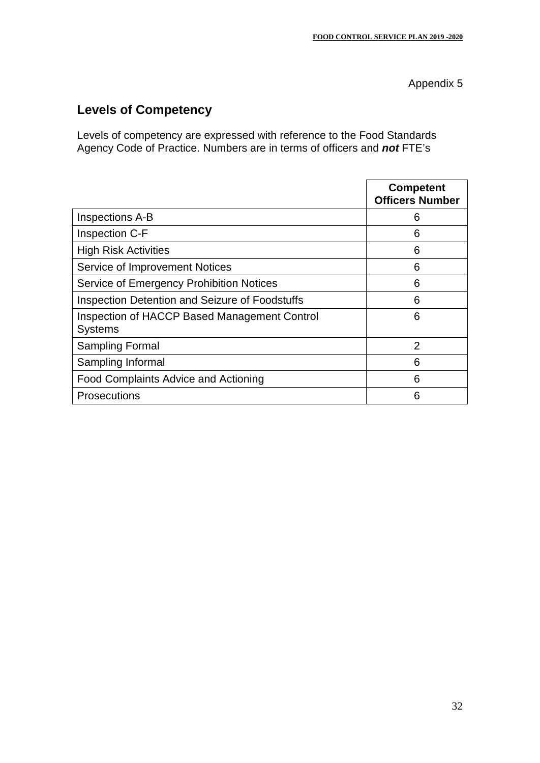Appendix 5

## Levels of Competency

Levels of competency are expressed with reference to the Food Standards Agency Code of Practice. Numbers are in terms of officers and ***not*** FTE's

| | **Competent Officers Number** |
|---|---|
| Inspections A-B | 6 |
| Inspection C-F | 6 |
| High Risk Activities | 6 |
| Service of Improvement Notices | 6 |
| Service of Emergency Prohibition Notices | 6 |
| Inspection Detention and Seizure of Foodstuffs | 6 |
| Inspection of HACCP Based Management Control Systems | 6 |
| Sampling Formal | 2 |
| Sampling Informal | 6 |
| Food Complaints Advice and Actioning | 6 |
| Prosecutions | 6 |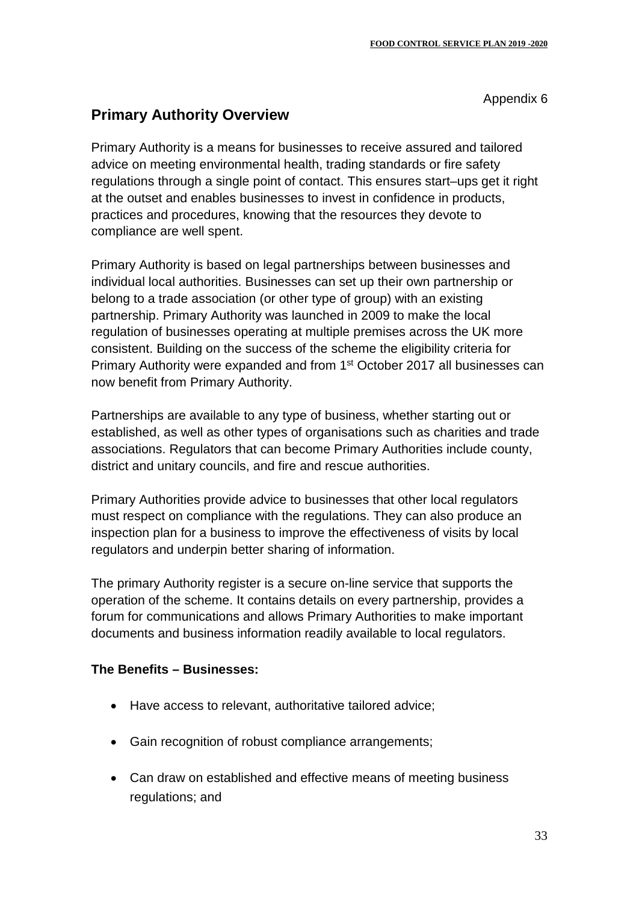Appendix 6

## Primary Authority Overview

Primary Authority is a means for businesses to receive assured and tailored advice on meeting environmental health, trading standards or fire safety regulations through a single point of contact. This ensures start–ups get it right at the outset and enables businesses to invest in confidence in products, practices and procedures, knowing that the resources they devote to compliance are well spent.

Primary Authority is based on legal partnerships between businesses and individual local authorities. Businesses can set up their own partnership or belong to a trade association (or other type of group) with an existing partnership. Primary Authority was launched in 2009 to make the local regulation of businesses operating at multiple premises across the UK more consistent. Building on the success of the scheme the eligibility criteria for Primary Authority were expanded and from 1st October 2017 all businesses can now benefit from Primary Authority.

Partnerships are available to any type of business, whether starting out or established, as well as other types of organisations such as charities and trade associations. Regulators that can become Primary Authorities include county, district and unitary councils, and fire and rescue authorities.

Primary Authorities provide advice to businesses that other local regulators must respect on compliance with the regulations. They can also produce an inspection plan for a business to improve the effectiveness of visits by local regulators and underpin better sharing of information.

The primary Authority register is a secure on-line service that supports the operation of the scheme. It contains details on every partnership, provides a forum for communications and allows Primary Authorities to make important documents and business information readily available to local regulators.

**The Benefits – Businesses:**

- Have access to relevant, authoritative tailored advice;
- Gain recognition of robust compliance arrangements;
- Can draw on established and effective means of meeting business regulations; and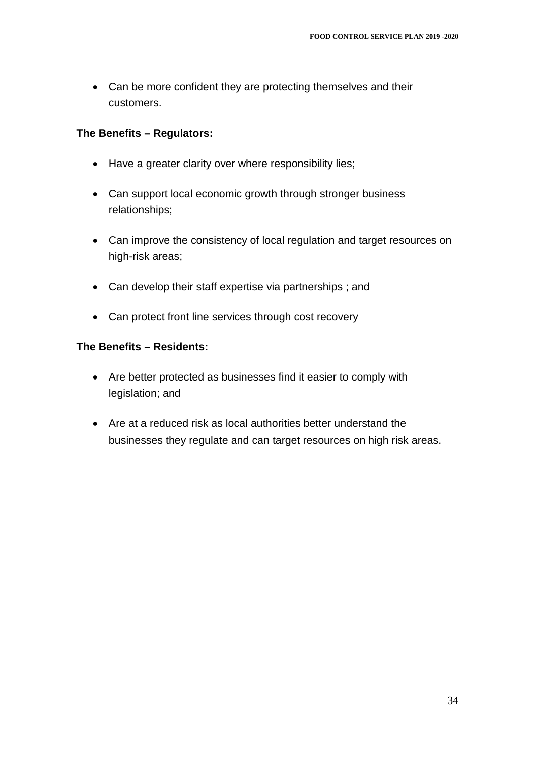- Can be more confident they are protecting themselves and their customers.

**The Benefits – Regulators:**

- Have a greater clarity over where responsibility lies;
- Can support local economic growth through stronger business relationships;
- Can improve the consistency of local regulation and target resources on high-risk areas;
- Can develop their staff expertise via partnerships ; and
- Can protect front line services through cost recovery

**The Benefits – Residents:**

- Are better protected as businesses find it easier to comply with legislation; and
- Are at a reduced risk as local authorities better understand the businesses they regulate and can target resources on high risk areas.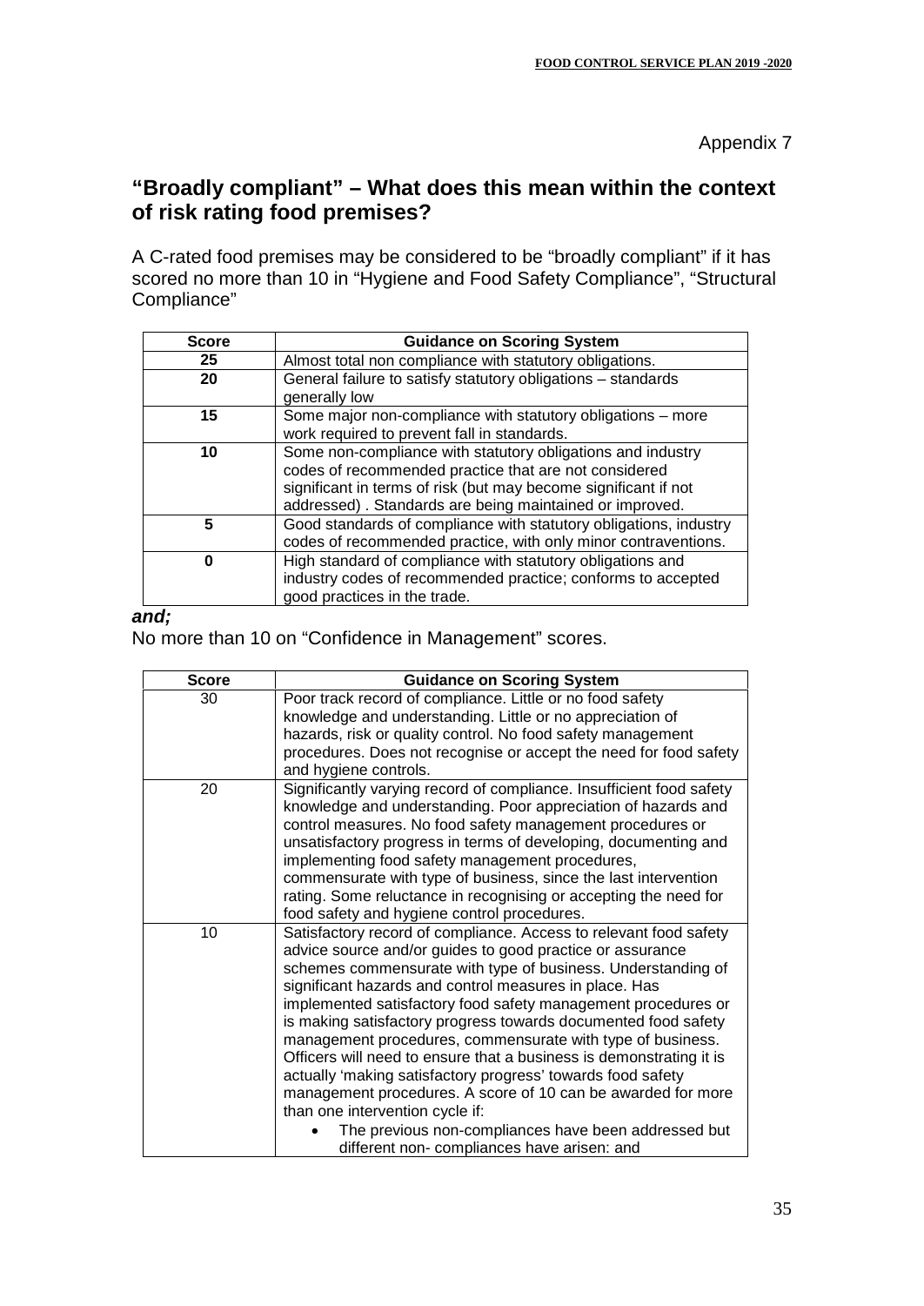Appendix 7

## "Broadly compliant" – What does this mean within the context of risk rating food premises?

A C-rated food premises may be considered to be "broadly compliant" if it has scored no more than 10 in "Hygiene and Food Safety Compliance", "Structural Compliance"

| Score | Guidance on Scoring System |
|---|---|
| **25** | Almost total non compliance with statutory obligations. |
| **20** | General failure to satisfy statutory obligations – standards generally low |
| **15** | Some major non-compliance with statutory obligations – more work required to prevent fall in standards. |
| **10** | Some non-compliance with statutory obligations and industry codes of recommended practice that are not considered significant in terms of risk (but may become significant if not addressed) . Standards are being maintained or improved. |
| **5** | Good standards of compliance with statutory obligations, industry codes of recommended practice, with only minor contraventions. |
| **0** | High standard of compliance with statutory obligations and industry codes of recommended practice; conforms to accepted good practices in the trade. |

***and;***

No more than 10 on "Confidence in Management" scores.

| Score | Guidance on Scoring System |
|---|---|
| 30 | Poor track record of compliance. Little or no food safety knowledge and understanding. Little or no appreciation of hazards, risk or quality control. No food safety management procedures. Does not recognise or accept the need for food safety and hygiene controls. |
| 20 | Significantly varying record of compliance. Insufficient food safety knowledge and understanding. Poor appreciation of hazards and control measures. No food safety management procedures or unsatisfactory progress in terms of developing, documenting and implementing food safety management procedures, commensurate with type of business, since the last intervention rating. Some reluctance in recognising or accepting the need for food safety and hygiene control procedures. |
| 10 | Satisfactory record of compliance. Access to relevant food safety advice source and/or guides to good practice or assurance schemes commensurate with type of business. Understanding of significant hazards and control measures in place. Has implemented satisfactory food safety management procedures or is making satisfactory progress towards documented food safety management procedures, commensurate with type of business. Officers will need to ensure that a business is demonstrating it is actually 'making satisfactory progress' towards food safety management procedures. A score of 10 can be awarded for more than one intervention cycle if: <br>• The previous non-compliances have been addressed but different non- compliances have arisen: and |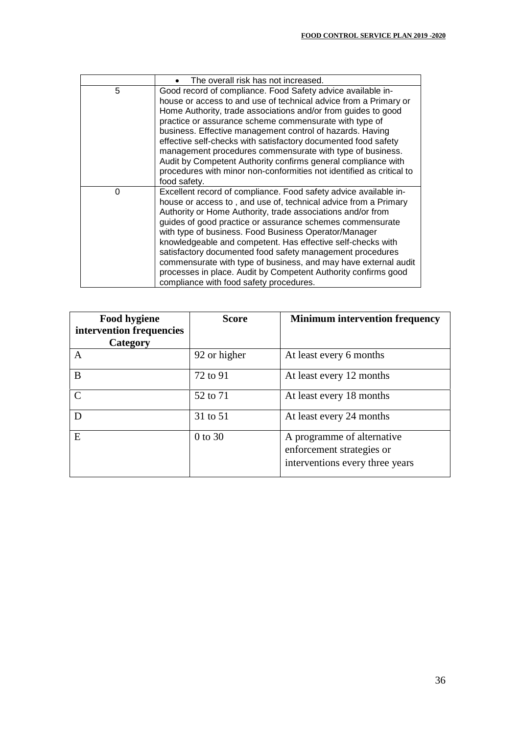| | |
|---|---|
| | • The overall risk has not increased. |
| 5 | Good record of compliance. Food Safety advice available in-house or access to and use of technical advice from a Primary or Home Authority, trade associations and/or from guides to good practice or assurance scheme commensurate with type of business. Effective management control of hazards. Having effective self-checks with satisfactory documented food safety management procedures commensurate with type of business. Audit by Competent Authority confirms general compliance with procedures with minor non-conformities not identified as critical to food safety. |
| 0 | Excellent record of compliance. Food safety advice available in-house or access to , and use of, technical advice from a Primary Authority or Home Authority, trade associations and/or from guides of good practice or assurance schemes commensurate with type of business. Food Business Operator/Manager knowledgeable and competent. Has effective self-checks with satisfactory documented food safety management procedures commensurate with type of business, and may have external audit processes in place. Audit by Competent Authority confirms good compliance with food safety procedures. |

| **Food hygiene intervention frequencies Category** | **Score** | **Minimum intervention frequency** |
|---|---|---|
| A | 92 or higher | At least every 6 months |
| B | 72 to 91 | At least every 12 months |
| C | 52 to 71 | At least every 18 months |
| D | 31 to 51 | At least every 24 months |
| E | 0 to 30 | A programme of alternative enforcement strategies or interventions every three years |